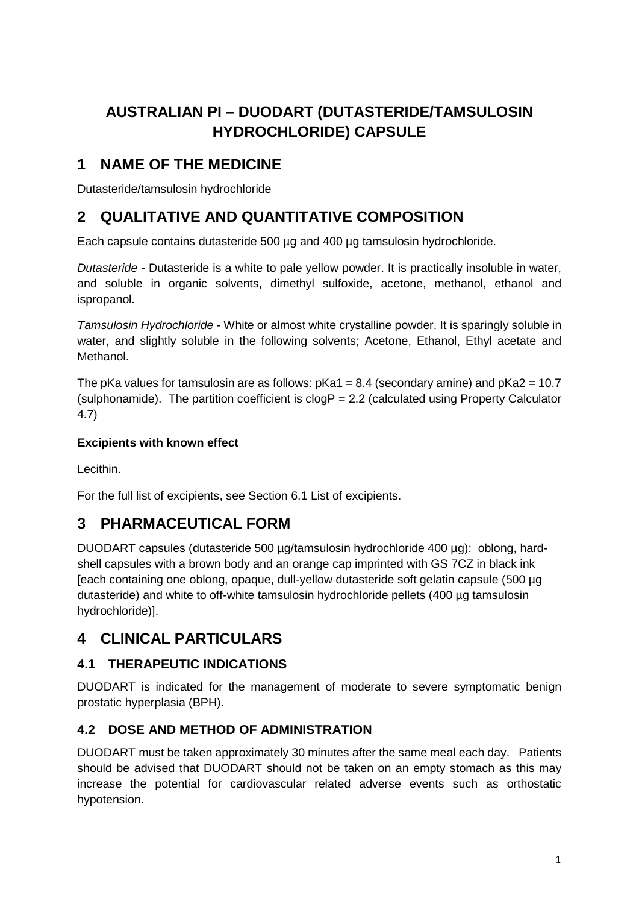# AUSTRALIAN PI – DUODART (DUTASTERIDE/TAMSULOSIN HYDROCHLORIDE) CAPSULE

## 1 NAME OF THE MEDICINE

Dutasteride/tamsulosin hydrochloride

## 2 QUALITATIVE AND QUANTITATIVE COMPOSITION

Each capsule contains dutasteride 500 µg and 400 µg tamsulosin hydrochloride.

*Dutasteride* - Dutasteride is a white to pale yellow powder. It is practically insoluble in water, and soluble in organic solvents, dimethyl sulfoxide, acetone, methanol, ethanol and ispropanol.

*Tamsulosin Hydrochloride* - White or almost white crystalline powder. It is sparingly soluble in water, and slightly soluble in the following solvents; Acetone, Ethanol, Ethyl acetate and Methanol.

The pKa values for tamsulosin are as follows: pKa1 = 8.4 (secondary amine) and pKa2 = 10.7 (sulphonamide). The partition coefficient is clogP = 2.2 (calculated using Property Calculator 4.7)

**Excipients with known effect**

Lecithin.

For the full list of excipients, see Section 6.1 List of excipients.

## 3 PHARMACEUTICAL FORM

DUODART capsules (dutasteride 500 µg/tamsulosin hydrochloride 400 µg): oblong, hard-shell capsules with a brown body and an orange cap imprinted with GS 7CZ in black ink [each containing one oblong, opaque, dull-yellow dutasteride soft gelatin capsule (500 µg dutasteride) and white to off-white tamsulosin hydrochloride pellets (400 µg tamsulosin hydrochloride)].

## 4 CLINICAL PARTICULARS

### 4.1 THERAPEUTIC INDICATIONS

DUODART is indicated for the management of moderate to severe symptomatic benign prostatic hyperplasia (BPH).

### 4.2 DOSE AND METHOD OF ADMINISTRATION

DUODART must be taken approximately 30 minutes after the same meal each day. Patients should be advised that DUODART should not be taken on an empty stomach as this may increase the potential for cardiovascular related adverse events such as orthostatic hypotension.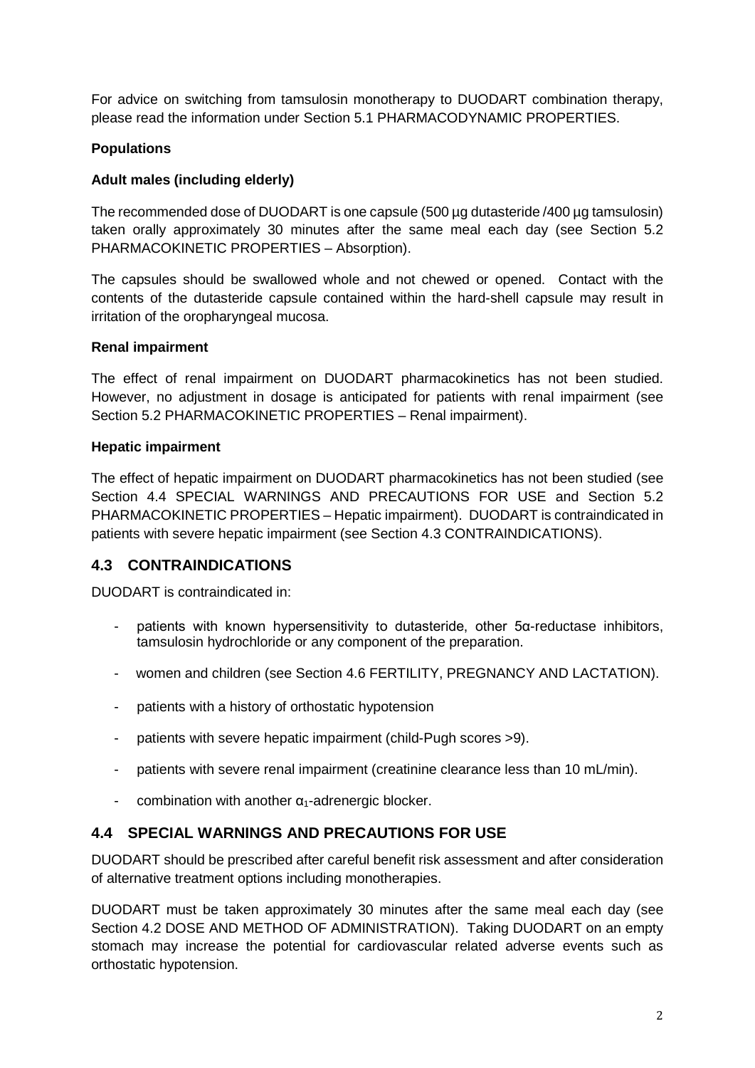For advice on switching from tamsulosin monotherapy to DUODART combination therapy, please read the information under Section 5.1 PHARMACODYNAMIC PROPERTIES.

**Populations**

**Adult males (including elderly)**

The recommended dose of DUODART is one capsule (500 µg dutasteride /400 µg tamsulosin) taken orally approximately 30 minutes after the same meal each day (see Section 5.2 PHARMACOKINETIC PROPERTIES – Absorption).

The capsules should be swallowed whole and not chewed or opened. Contact with the contents of the dutasteride capsule contained within the hard-shell capsule may result in irritation of the oropharyngeal mucosa.

**Renal impairment**

The effect of renal impairment on DUODART pharmacokinetics has not been studied. However, no adjustment in dosage is anticipated for patients with renal impairment (see Section 5.2 PHARMACOKINETIC PROPERTIES – Renal impairment).

**Hepatic impairment**

The effect of hepatic impairment on DUODART pharmacokinetics has not been studied (see Section 4.4 SPECIAL WARNINGS AND PRECAUTIONS FOR USE and Section 5.2 PHARMACOKINETIC PROPERTIES – Hepatic impairment). DUODART is contraindicated in patients with severe hepatic impairment (see Section 4.3 CONTRAINDICATIONS).

## 4.3 CONTRAINDICATIONS

DUODART is contraindicated in:

- patients with known hypersensitivity to dutasteride, other 5α-reductase inhibitors, tamsulosin hydrochloride or any component of the preparation.
- women and children (see Section 4.6 FERTILITY, PREGNANCY AND LACTATION).
- patients with a history of orthostatic hypotension
- patients with severe hepatic impairment (child-Pugh scores >9).
- patients with severe renal impairment (creatinine clearance less than 10 mL/min).
- combination with another $\alpha_1$-adrenergic blocker.

## 4.4 SPECIAL WARNINGS AND PRECAUTIONS FOR USE

DUODART should be prescribed after careful benefit risk assessment and after consideration of alternative treatment options including monotherapies.

DUODART must be taken approximately 30 minutes after the same meal each day (see Section 4.2 DOSE AND METHOD OF ADMINISTRATION). Taking DUODART on an empty stomach may increase the potential for cardiovascular related adverse events such as orthostatic hypotension.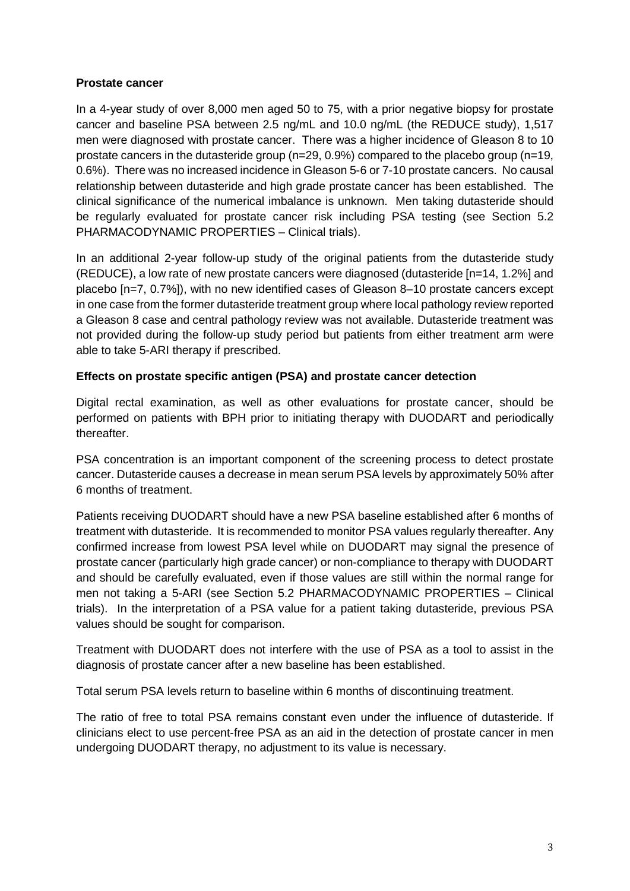**Prostate cancer**

In a 4-year study of over 8,000 men aged 50 to 75, with a prior negative biopsy for prostate cancer and baseline PSA between 2.5 ng/mL and 10.0 ng/mL (the REDUCE study), 1,517 men were diagnosed with prostate cancer. There was a higher incidence of Gleason 8 to 10 prostate cancers in the dutasteride group (n=29, 0.9%) compared to the placebo group (n=19, 0.6%). There was no increased incidence in Gleason 5-6 or 7-10 prostate cancers. No causal relationship between dutasteride and high grade prostate cancer has been established. The clinical significance of the numerical imbalance is unknown. Men taking dutasteride should be regularly evaluated for prostate cancer risk including PSA testing (see Section 5.2 PHARMACODYNAMIC PROPERTIES – Clinical trials).

In an additional 2-year follow-up study of the original patients from the dutasteride study (REDUCE), a low rate of new prostate cancers were diagnosed (dutasteride [n=14, 1.2%] and placebo [n=7, 0.7%]), with no new identified cases of Gleason 8–10 prostate cancers except in one case from the former dutasteride treatment group where local pathology review reported a Gleason 8 case and central pathology review was not available. Dutasteride treatment was not provided during the follow-up study period but patients from either treatment arm were able to take 5-ARI therapy if prescribed.

**Effects on prostate specific antigen (PSA) and prostate cancer detection**

Digital rectal examination, as well as other evaluations for prostate cancer, should be performed on patients with BPH prior to initiating therapy with DUODART and periodically thereafter.

PSA concentration is an important component of the screening process to detect prostate cancer. Dutasteride causes a decrease in mean serum PSA levels by approximately 50% after 6 months of treatment.

Patients receiving DUODART should have a new PSA baseline established after 6 months of treatment with dutasteride. It is recommended to monitor PSA values regularly thereafter. Any confirmed increase from lowest PSA level while on DUODART may signal the presence of prostate cancer (particularly high grade cancer) or non-compliance to therapy with DUODART and should be carefully evaluated, even if those values are still within the normal range for men not taking a 5-ARI (see Section 5.2 PHARMACODYNAMIC PROPERTIES – Clinical trials). In the interpretation of a PSA value for a patient taking dutasteride, previous PSA values should be sought for comparison.

Treatment with DUODART does not interfere with the use of PSA as a tool to assist in the diagnosis of prostate cancer after a new baseline has been established.

Total serum PSA levels return to baseline within 6 months of discontinuing treatment.

The ratio of free to total PSA remains constant even under the influence of dutasteride. If clinicians elect to use percent-free PSA as an aid in the detection of prostate cancer in men undergoing DUODART therapy, no adjustment to its value is necessary.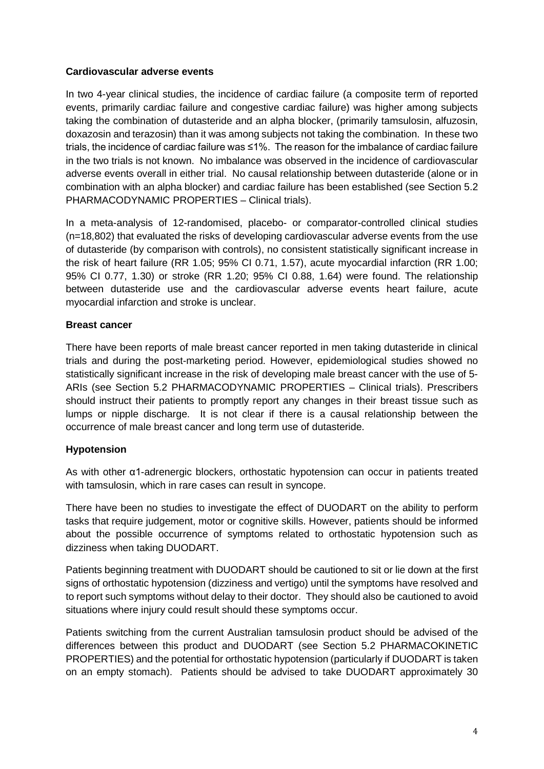**Cardiovascular adverse events**

In two 4-year clinical studies, the incidence of cardiac failure (a composite term of reported events, primarily cardiac failure and congestive cardiac failure) was higher among subjects taking the combination of dutasteride and an alpha blocker, (primarily tamsulosin, alfuzosin, doxazosin and terazosin) than it was among subjects not taking the combination. In these two trials, the incidence of cardiac failure was ≤1%. The reason for the imbalance of cardiac failure in the two trials is not known. No imbalance was observed in the incidence of cardiovascular adverse events overall in either trial. No causal relationship between dutasteride (alone or in combination with an alpha blocker) and cardiac failure has been established (see Section 5.2 PHARMACODYNAMIC PROPERTIES – Clinical trials).

In a meta-analysis of 12-randomised, placebo- or comparator-controlled clinical studies (n=18,802) that evaluated the risks of developing cardiovascular adverse events from the use of dutasteride (by comparison with controls), no consistent statistically significant increase in the risk of heart failure (RR 1.05; 95% CI 0.71, 1.57), acute myocardial infarction (RR 1.00; 95% CI 0.77, 1.30) or stroke (RR 1.20; 95% CI 0.88, 1.64) were found. The relationship between dutasteride use and the cardiovascular adverse events heart failure, acute myocardial infarction and stroke is unclear.

**Breast cancer**

There have been reports of male breast cancer reported in men taking dutasteride in clinical trials and during the post-marketing period. However, epidemiological studies showed no statistically significant increase in the risk of developing male breast cancer with the use of 5-ARIs (see Section 5.2 PHARMACODYNAMIC PROPERTIES – Clinical trials). Prescribers should instruct their patients to promptly report any changes in their breast tissue such as lumps or nipple discharge. It is not clear if there is a causal relationship between the occurrence of male breast cancer and long term use of dutasteride.

**Hypotension**

As with other α1-adrenergic blockers, orthostatic hypotension can occur in patients treated with tamsulosin, which in rare cases can result in syncope.

There have been no studies to investigate the effect of DUODART on the ability to perform tasks that require judgement, motor or cognitive skills. However, patients should be informed about the possible occurrence of symptoms related to orthostatic hypotension such as dizziness when taking DUODART.

Patients beginning treatment with DUODART should be cautioned to sit or lie down at the first signs of orthostatic hypotension (dizziness and vertigo) until the symptoms have resolved and to report such symptoms without delay to their doctor. They should also be cautioned to avoid situations where injury could result should these symptoms occur.

Patients switching from the current Australian tamsulosin product should be advised of the differences between this product and DUODART (see Section 5.2 PHARMACOKINETIC PROPERTIES) and the potential for orthostatic hypotension (particularly if DUODART is taken on an empty stomach). Patients should be advised to take DUODART approximately 30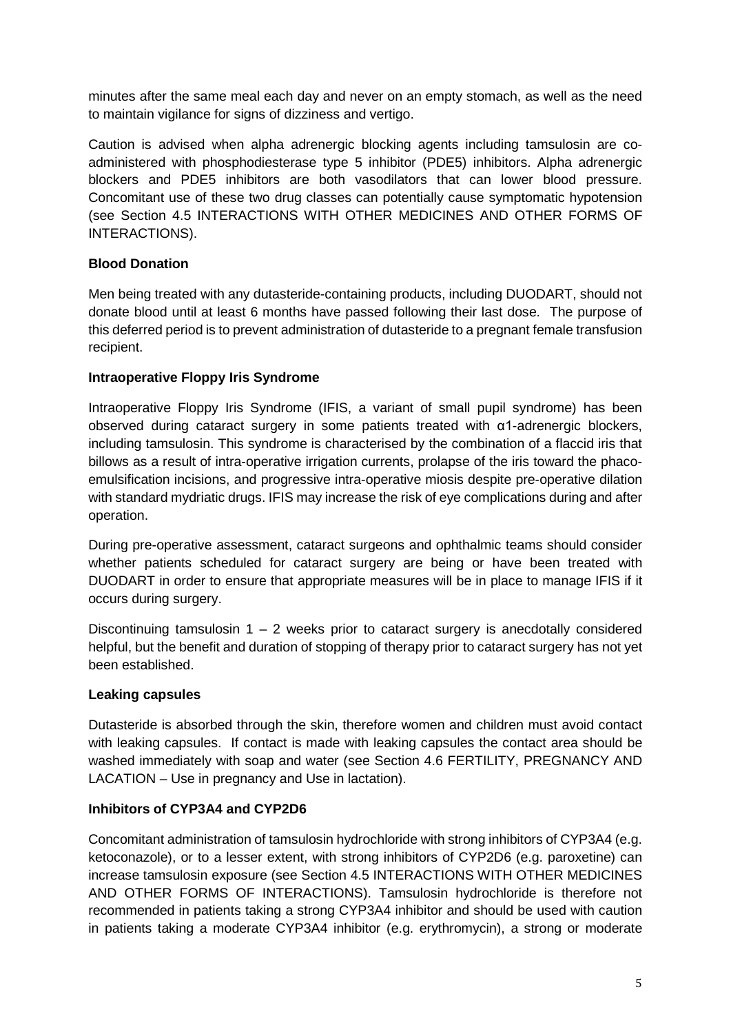minutes after the same meal each day and never on an empty stomach, as well as the need to maintain vigilance for signs of dizziness and vertigo.

Caution is advised when alpha adrenergic blocking agents including tamsulosin are co-administered with phosphodiesterase type 5 inhibitor (PDE5) inhibitors. Alpha adrenergic blockers and PDE5 inhibitors are both vasodilators that can lower blood pressure. Concomitant use of these two drug classes can potentially cause symptomatic hypotension (see Section 4.5 INTERACTIONS WITH OTHER MEDICINES AND OTHER FORMS OF INTERACTIONS).

**Blood Donation**

Men being treated with any dutasteride-containing products, including DUODART, should not donate blood until at least 6 months have passed following their last dose. The purpose of this deferred period is to prevent administration of dutasteride to a pregnant female transfusion recipient.

**Intraoperative Floppy Iris Syndrome**

Intraoperative Floppy Iris Syndrome (IFIS, a variant of small pupil syndrome) has been observed during cataract surgery in some patients treated with α1-adrenergic blockers, including tamsulosin. This syndrome is characterised by the combination of a flaccid iris that billows as a result of intra-operative irrigation currents, prolapse of the iris toward the phaco-emulsification incisions, and progressive intra-operative miosis despite pre-operative dilation with standard mydriatic drugs. IFIS may increase the risk of eye complications during and after operation.

During pre-operative assessment, cataract surgeons and ophthalmic teams should consider whether patients scheduled for cataract surgery are being or have been treated with DUODART in order to ensure that appropriate measures will be in place to manage IFIS if it occurs during surgery.

Discontinuing tamsulosin 1 – 2 weeks prior to cataract surgery is anecdotally considered helpful, but the benefit and duration of stopping of therapy prior to cataract surgery has not yet been established.

**Leaking capsules**

Dutasteride is absorbed through the skin, therefore women and children must avoid contact with leaking capsules. If contact is made with leaking capsules the contact area should be washed immediately with soap and water (see Section 4.6 FERTILITY, PREGNANCY AND LACATION – Use in pregnancy and Use in lactation).

**Inhibitors of CYP3A4 and CYP2D6**

Concomitant administration of tamsulosin hydrochloride with strong inhibitors of CYP3A4 (e.g. ketoconazole), or to a lesser extent, with strong inhibitors of CYP2D6 (e.g. paroxetine) can increase tamsulosin exposure (see Section 4.5 INTERACTIONS WITH OTHER MEDICINES AND OTHER FORMS OF INTERACTIONS). Tamsulosin hydrochloride is therefore not recommended in patients taking a strong CYP3A4 inhibitor and should be used with caution in patients taking a moderate CYP3A4 inhibitor (e.g. erythromycin), a strong or moderate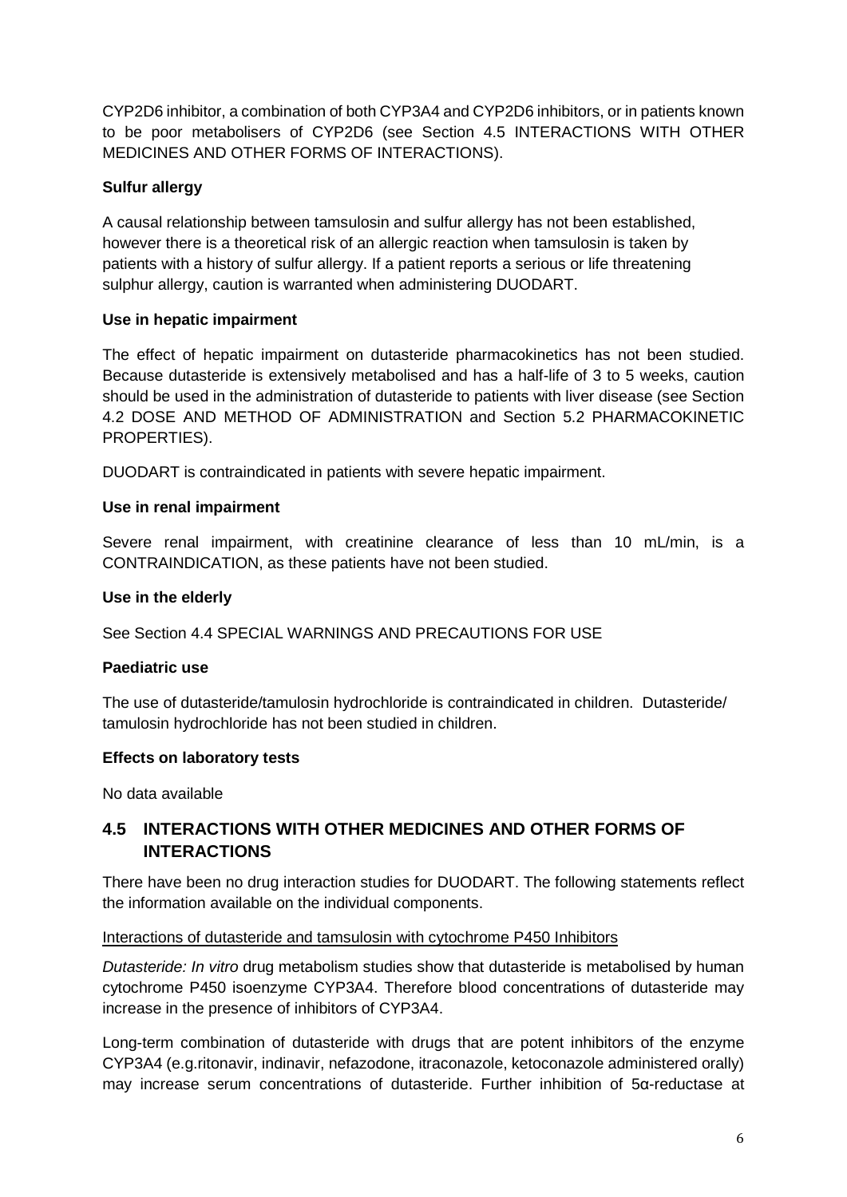CYP2D6 inhibitor, a combination of both CYP3A4 and CYP2D6 inhibitors, or in patients known to be poor metabolisers of CYP2D6 (see Section 4.5 INTERACTIONS WITH OTHER MEDICINES AND OTHER FORMS OF INTERACTIONS).

**Sulfur allergy**

A causal relationship between tamsulosin and sulfur allergy has not been established, however there is a theoretical risk of an allergic reaction when tamsulosin is taken by patients with a history of sulfur allergy. If a patient reports a serious or life threatening sulphur allergy, caution is warranted when administering DUODART.

**Use in hepatic impairment**

The effect of hepatic impairment on dutasteride pharmacokinetics has not been studied. Because dutasteride is extensively metabolised and has a half-life of 3 to 5 weeks, caution should be used in the administration of dutasteride to patients with liver disease (see Section 4.2 DOSE AND METHOD OF ADMINISTRATION and Section 5.2 PHARMACOKINETIC PROPERTIES).

DUODART is contraindicated in patients with severe hepatic impairment.

**Use in renal impairment**

Severe renal impairment, with creatinine clearance of less than 10 mL/min, is a CONTRAINDICATION, as these patients have not been studied.

**Use in the elderly**

See Section 4.4 SPECIAL WARNINGS AND PRECAUTIONS FOR USE

**Paediatric use**

The use of dutasteride/tamulosin hydrochloride is contraindicated in children. Dutasteride/ tamulosin hydrochloride has not been studied in children.

**Effects on laboratory tests**

No data available

## 4.5 INTERACTIONS WITH OTHER MEDICINES AND OTHER FORMS OF INTERACTIONS

There have been no drug interaction studies for DUODART. The following statements reflect the information available on the individual components.

Interactions of dutasteride and tamsulosin with cytochrome P450 Inhibitors

*Dutasteride: In vitro* drug metabolism studies show that dutasteride is metabolised by human cytochrome P450 isoenzyme CYP3A4. Therefore blood concentrations of dutasteride may increase in the presence of inhibitors of CYP3A4.

Long-term combination of dutasteride with drugs that are potent inhibitors of the enzyme CYP3A4 (e.g.ritonavir, indinavir, nefazodone, itraconazole, ketoconazole administered orally) may increase serum concentrations of dutasteride. Further inhibition of 5α-reductase at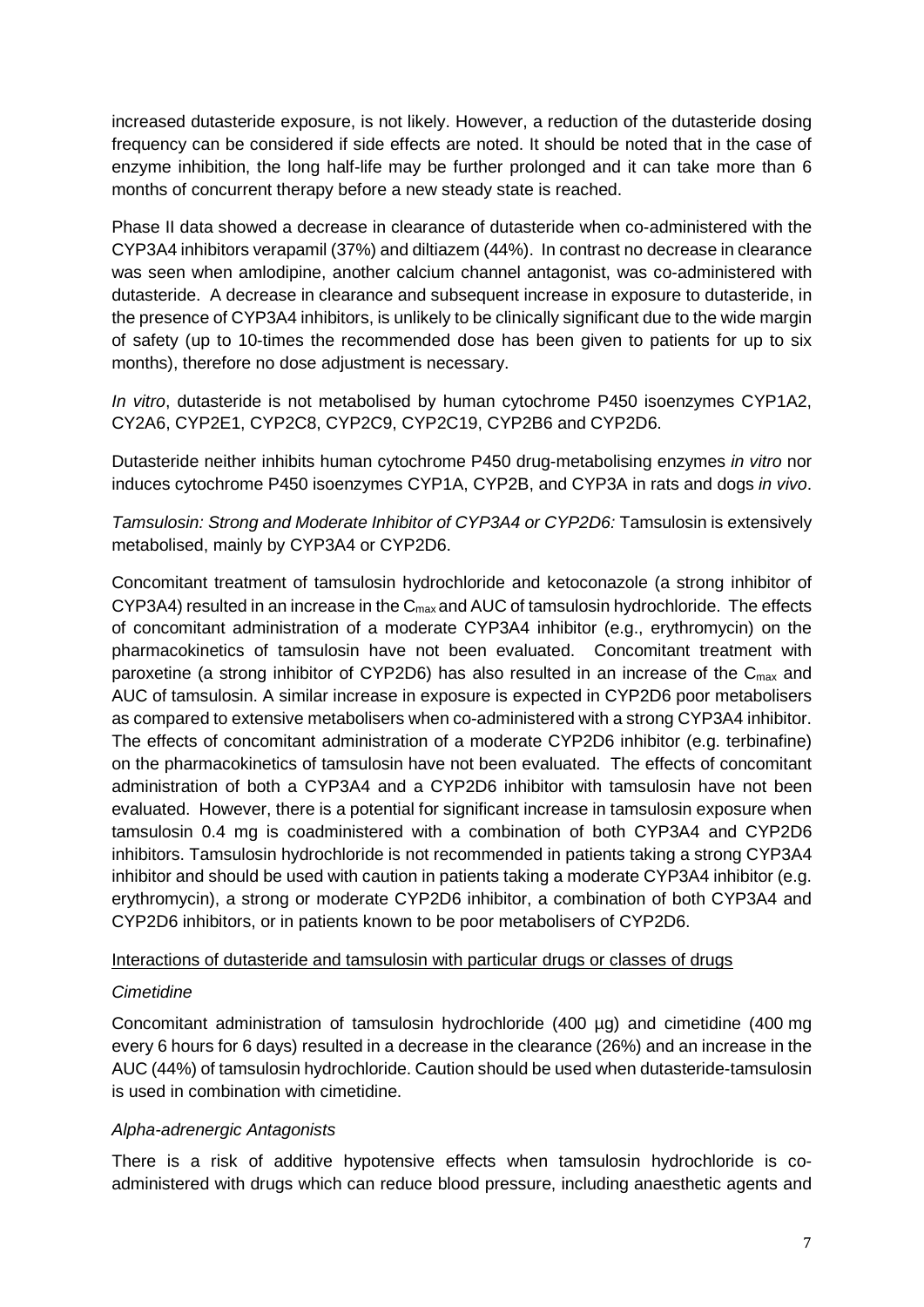increased dutasteride exposure, is not likely. However, a reduction of the dutasteride dosing frequency can be considered if side effects are noted. It should be noted that in the case of enzyme inhibition, the long half-life may be further prolonged and it can take more than 6 months of concurrent therapy before a new steady state is reached.

Phase II data showed a decrease in clearance of dutasteride when co-administered with the CYP3A4 inhibitors verapamil (37%) and diltiazem (44%). In contrast no decrease in clearance was seen when amlodipine, another calcium channel antagonist, was co-administered with dutasteride. A decrease in clearance and subsequent increase in exposure to dutasteride, in the presence of CYP3A4 inhibitors, is unlikely to be clinically significant due to the wide margin of safety (up to 10-times the recommended dose has been given to patients for up to six months), therefore no dose adjustment is necessary.

*In vitro*, dutasteride is not metabolised by human cytochrome P450 isoenzymes CYP1A2, CY2A6, CYP2E1, CYP2C8, CYP2C9, CYP2C19, CYP2B6 and CYP2D6.

Dutasteride neither inhibits human cytochrome P450 drug-metabolising enzymes *in vitro* nor induces cytochrome P450 isoenzymes CYP1A, CYP2B, and CYP3A in rats and dogs *in vivo*.

*Tamsulosin: Strong and Moderate Inhibitor of CYP3A4 or CYP2D6:* Tamsulosin is extensively metabolised, mainly by CYP3A4 or CYP2D6.

Concomitant treatment of tamsulosin hydrochloride and ketoconazole (a strong inhibitor of CYP3A4) resulted in an increase in the $C_{max}$ and AUC of tamsulosin hydrochloride. The effects of concomitant administration of a moderate CYP3A4 inhibitor (e.g., erythromycin) on the pharmacokinetics of tamsulosin have not been evaluated. Concomitant treatment with paroxetine (a strong inhibitor of CYP2D6) has also resulted in an increase of the $C_{max}$ and AUC of tamsulosin. A similar increase in exposure is expected in CYP2D6 poor metabolisers as compared to extensive metabolisers when co-administered with a strong CYP3A4 inhibitor. The effects of concomitant administration of a moderate CYP2D6 inhibitor (e.g. terbinafine) on the pharmacokinetics of tamsulosin have not been evaluated. The effects of concomitant administration of both a CYP3A4 and a CYP2D6 inhibitor with tamsulosin have not been evaluated. However, there is a potential for significant increase in tamsulosin exposure when tamsulosin 0.4 mg is coadministered with a combination of both CYP3A4 and CYP2D6 inhibitors. Tamsulosin hydrochloride is not recommended in patients taking a strong CYP3A4 inhibitor and should be used with caution in patients taking a moderate CYP3A4 inhibitor (e.g. erythromycin), a strong or moderate CYP2D6 inhibitor, a combination of both CYP3A4 and CYP2D6 inhibitors, or in patients known to be poor metabolisers of CYP2D6.

Interactions of dutasteride and tamsulosin with particular drugs or classes of drugs

*Cimetidine*

Concomitant administration of tamsulosin hydrochloride (400 µg) and cimetidine (400 mg every 6 hours for 6 days) resulted in a decrease in the clearance (26%) and an increase in the AUC (44%) of tamsulosin hydrochloride. Caution should be used when dutasteride-tamsulosin is used in combination with cimetidine.

*Alpha-adrenergic Antagonists*

There is a risk of additive hypotensive effects when tamsulosin hydrochloride is co-administered with drugs which can reduce blood pressure, including anaesthetic agents and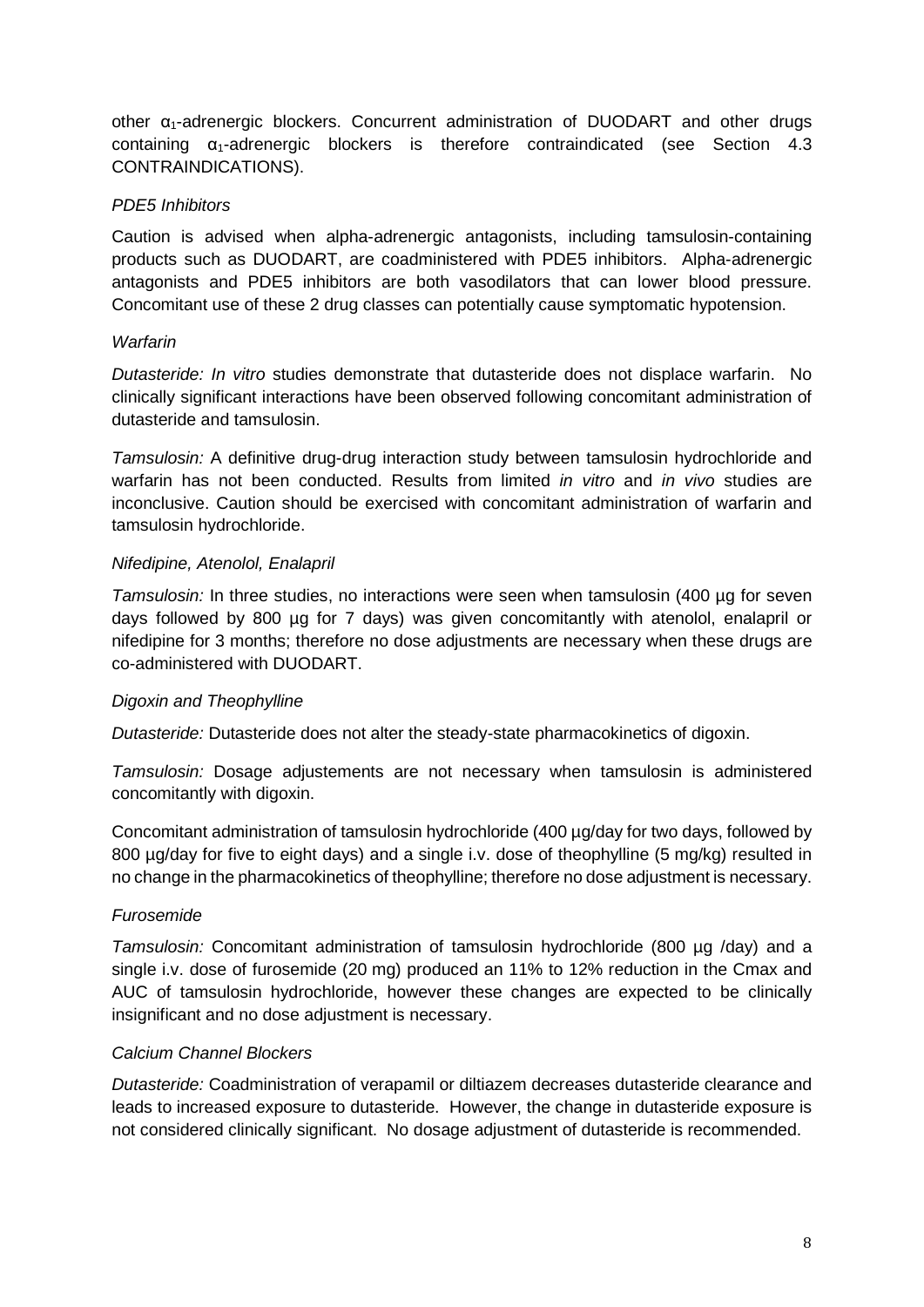other $\alpha_1$-adrenergic blockers. Concurrent administration of DUODART and other drugs containing $\alpha_1$-adrenergic blockers is therefore contraindicated (see Section 4.3 CONTRAINDICATIONS).

*PDE5 Inhibitors*

Caution is advised when alpha-adrenergic antagonists, including tamsulosin-containing products such as DUODART, are coadministered with PDE5 inhibitors. Alpha-adrenergic antagonists and PDE5 inhibitors are both vasodilators that can lower blood pressure. Concomitant use of these 2 drug classes can potentially cause symptomatic hypotension.

*Warfarin*

*Dutasteride: In vitro* studies demonstrate that dutasteride does not displace warfarin. No clinically significant interactions have been observed following concomitant administration of dutasteride and tamsulosin.

*Tamsulosin:* A definitive drug-drug interaction study between tamsulosin hydrochloride and warfarin has not been conducted. Results from limited *in vitro* and *in vivo* studies are inconclusive. Caution should be exercised with concomitant administration of warfarin and tamsulosin hydrochloride.

*Nifedipine, Atenolol, Enalapril*

*Tamsulosin:* In three studies, no interactions were seen when tamsulosin (400 µg for seven days followed by 800 µg for 7 days) was given concomitantly with atenolol, enalapril or nifedipine for 3 months; therefore no dose adjustments are necessary when these drugs are co-administered with DUODART.

*Digoxin and Theophylline*

*Dutasteride:* Dutasteride does not alter the steady-state pharmacokinetics of digoxin.

*Tamsulosin:* Dosage adjustements are not necessary when tamsulosin is administered concomitantly with digoxin.

Concomitant administration of tamsulosin hydrochloride (400 µg/day for two days, followed by 800 µg/day for five to eight days) and a single i.v. dose of theophylline (5 mg/kg) resulted in no change in the pharmacokinetics of theophylline; therefore no dose adjustment is necessary.

*Furosemide*

*Tamsulosin:* Concomitant administration of tamsulosin hydrochloride (800 µg /day) and a single i.v. dose of furosemide (20 mg) produced an 11% to 12% reduction in the Cmax and AUC of tamsulosin hydrochloride, however these changes are expected to be clinically insignificant and no dose adjustment is necessary.

*Calcium Channel Blockers*

*Dutasteride:* Coadministration of verapamil or diltiazem decreases dutasteride clearance and leads to increased exposure to dutasteride. However, the change in dutasteride exposure is not considered clinically significant. No dosage adjustment of dutasteride is recommended.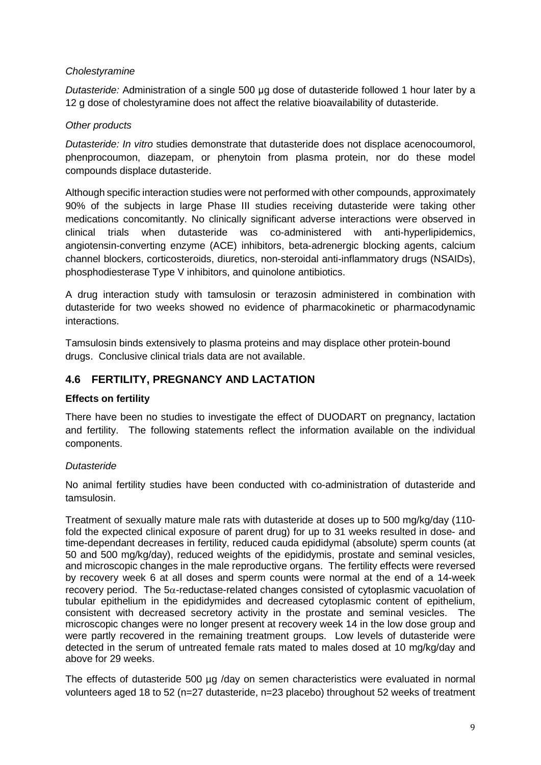*Cholestyramine*

*Dutasteride:* Administration of a single 500 µg dose of dutasteride followed 1 hour later by a 12 g dose of cholestyramine does not affect the relative bioavailability of dutasteride.

*Other products*

*Dutasteride: In vitro* studies demonstrate that dutasteride does not displace acenocoumorol, phenprocoumon, diazepam, or phenytoin from plasma protein, nor do these model compounds displace dutasteride.

Although specific interaction studies were not performed with other compounds, approximately 90% of the subjects in large Phase III studies receiving dutasteride were taking other medications concomitantly. No clinically significant adverse interactions were observed in clinical trials when dutasteride was co-administered with anti-hyperlipidemics, angiotensin-converting enzyme (ACE) inhibitors, beta-adrenergic blocking agents, calcium channel blockers, corticosteroids, diuretics, non-steroidal anti-inflammatory drugs (NSAIDs), phosphodiesterase Type V inhibitors, and quinolone antibiotics.

A drug interaction study with tamsulosin or terazosin administered in combination with dutasteride for two weeks showed no evidence of pharmacokinetic or pharmacodynamic interactions.

Tamsulosin binds extensively to plasma proteins and may displace other protein-bound drugs. Conclusive clinical trials data are not available.

## 4.6 FERTILITY, PREGNANCY AND LACTATION

**Effects on fertility**

There have been no studies to investigate the effect of DUODART on pregnancy, lactation and fertility. The following statements reflect the information available on the individual components.

*Dutasteride*

No animal fertility studies have been conducted with co-administration of dutasteride and tamsulosin.

Treatment of sexually mature male rats with dutasteride at doses up to 500 mg/kg/day (110-fold the expected clinical exposure of parent drug) for up to 31 weeks resulted in dose- and time-dependant decreases in fertility, reduced cauda epididymal (absolute) sperm counts (at 50 and 500 mg/kg/day), reduced weights of the epididymis, prostate and seminal vesicles, and microscopic changes in the male reproductive organs. The fertility effects were reversed by recovery week 6 at all doses and sperm counts were normal at the end of a 14-week recovery period. The $5\alpha$-reductase-related changes consisted of cytoplasmic vacuolation of tubular epithelium in the epididymides and decreased cytoplasmic content of epithelium, consistent with decreased secretory activity in the prostate and seminal vesicles. The microscopic changes were no longer present at recovery week 14 in the low dose group and were partly recovered in the remaining treatment groups. Low levels of dutasteride were detected in the serum of untreated female rats mated to males dosed at 10 mg/kg/day and above for 29 weeks.

The effects of dutasteride 500 µg /day on semen characteristics were evaluated in normal volunteers aged 18 to 52 (n=27 dutasteride, n=23 placebo) throughout 52 weeks of treatment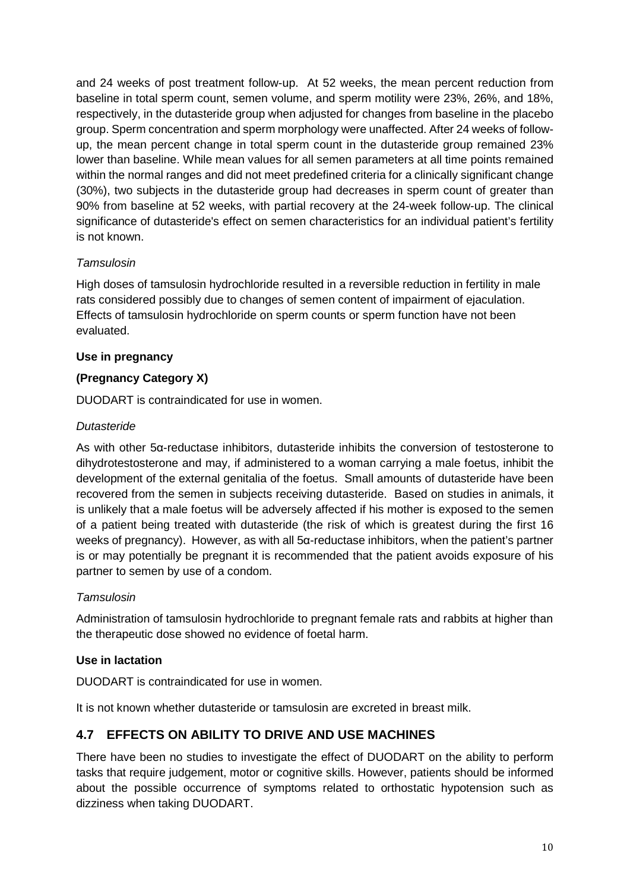and 24 weeks of post treatment follow-up. At 52 weeks, the mean percent reduction from baseline in total sperm count, semen volume, and sperm motility were 23%, 26%, and 18%, respectively, in the dutasteride group when adjusted for changes from baseline in the placebo group. Sperm concentration and sperm morphology were unaffected. After 24 weeks of follow-up, the mean percent change in total sperm count in the dutasteride group remained 23% lower than baseline. While mean values for all semen parameters at all time points remained within the normal ranges and did not meet predefined criteria for a clinically significant change (30%), two subjects in the dutasteride group had decreases in sperm count of greater than 90% from baseline at 52 weeks, with partial recovery at the 24-week follow-up. The clinical significance of dutasteride's effect on semen characteristics for an individual patient's fertility is not known.

*Tamsulosin*

High doses of tamsulosin hydrochloride resulted in a reversible reduction in fertility in male rats considered possibly due to changes of semen content of impairment of ejaculation. Effects of tamsulosin hydrochloride on sperm counts or sperm function have not been evaluated.

**Use in pregnancy**

**(Pregnancy Category X)**

DUODART is contraindicated for use in women.

*Dutasteride*

As with other 5α-reductase inhibitors, dutasteride inhibits the conversion of testosterone to dihydrotestosterone and may, if administered to a woman carrying a male foetus, inhibit the development of the external genitalia of the foetus. Small amounts of dutasteride have been recovered from the semen in subjects receiving dutasteride. Based on studies in animals, it is unlikely that a male foetus will be adversely affected if his mother is exposed to the semen of a patient being treated with dutasteride (the risk of which is greatest during the first 16 weeks of pregnancy). However, as with all 5α-reductase inhibitors, when the patient's partner is or may potentially be pregnant it is recommended that the patient avoids exposure of his partner to semen by use of a condom.

*Tamsulosin*

Administration of tamsulosin hydrochloride to pregnant female rats and rabbits at higher than the therapeutic dose showed no evidence of foetal harm.

**Use in lactation**

DUODART is contraindicated for use in women.

It is not known whether dutasteride or tamsulosin are excreted in breast milk.

## 4.7 EFFECTS ON ABILITY TO DRIVE AND USE MACHINES

There have been no studies to investigate the effect of DUODART on the ability to perform tasks that require judgement, motor or cognitive skills. However, patients should be informed about the possible occurrence of symptoms related to orthostatic hypotension such as dizziness when taking DUODART.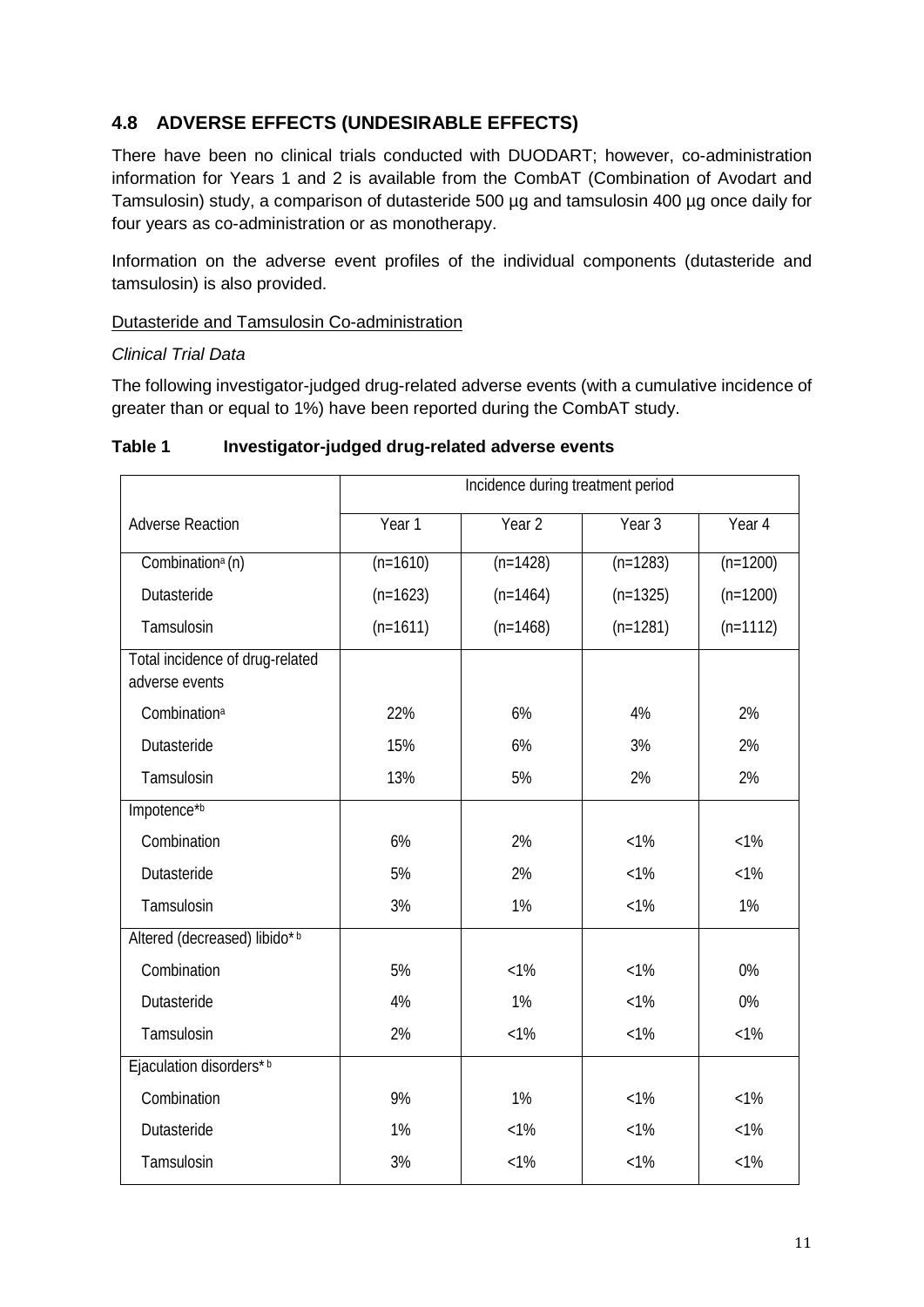## 4.8 ADVERSE EFFECTS (UNDESIRABLE EFFECTS)

There have been no clinical trials conducted with DUODART; however, co-administration information for Years 1 and 2 is available from the CombAT (Combination of Avodart and Tamsulosin) study, a comparison of dutasteride 500 µg and tamsulosin 400 µg once daily for four years as co-administration or as monotherapy.

Information on the adverse event profiles of the individual components (dutasteride and tamsulosin) is also provided.

Dutasteride and Tamsulosin Co-administration

*Clinical Trial Data*

The following investigator-judged drug-related adverse events (with a cumulative incidence of greater than or equal to 1%) have been reported during the CombAT study.

**Table 1 Investigator-judged drug-related adverse events**

| | Incidence during treatment period | | | |
|---|---|---|---|---|
| Adverse Reaction | Year 1 | Year 2 | Year 3 | Year 4 |
| Combination[a] (n) | (n=1610) | (n=1428) | (n=1283) | (n=1200) |
| Dutasteride | (n=1623) | (n=1464) | (n=1325) | (n=1200) |
| Tamsulosin | (n=1611) | (n=1468) | (n=1281) | (n=1112) |
| Total incidence of drug-related adverse events | | | | |
| Combination[a] | 22% | 6% | 4% | 2% |
| Dutasteride | 15% | 6% | 3% | 2% |
| Tamsulosin | 13% | 5% | 2% | 2% |
| Impotence*[b] | | | | |
| Combination | 6% | 2% | <1% | <1% |
| Dutasteride | 5% | 2% | <1% | <1% |
| Tamsulosin | 3% | 1% | <1% | 1% |
| Altered (decreased) libido*[b] | | | | |
| Combination | 5% | <1% | <1% | 0% |
| Dutasteride | 4% | 1% | <1% | 0% |
| Tamsulosin | 2% | <1% | <1% | <1% |
| Ejaculation disorders*[b] | | | | |
| Combination | 9% | 1% | <1% | <1% |
| Dutasteride | 1% | <1% | <1% | <1% |
| Tamsulosin | 3% | <1% | <1% | <1% |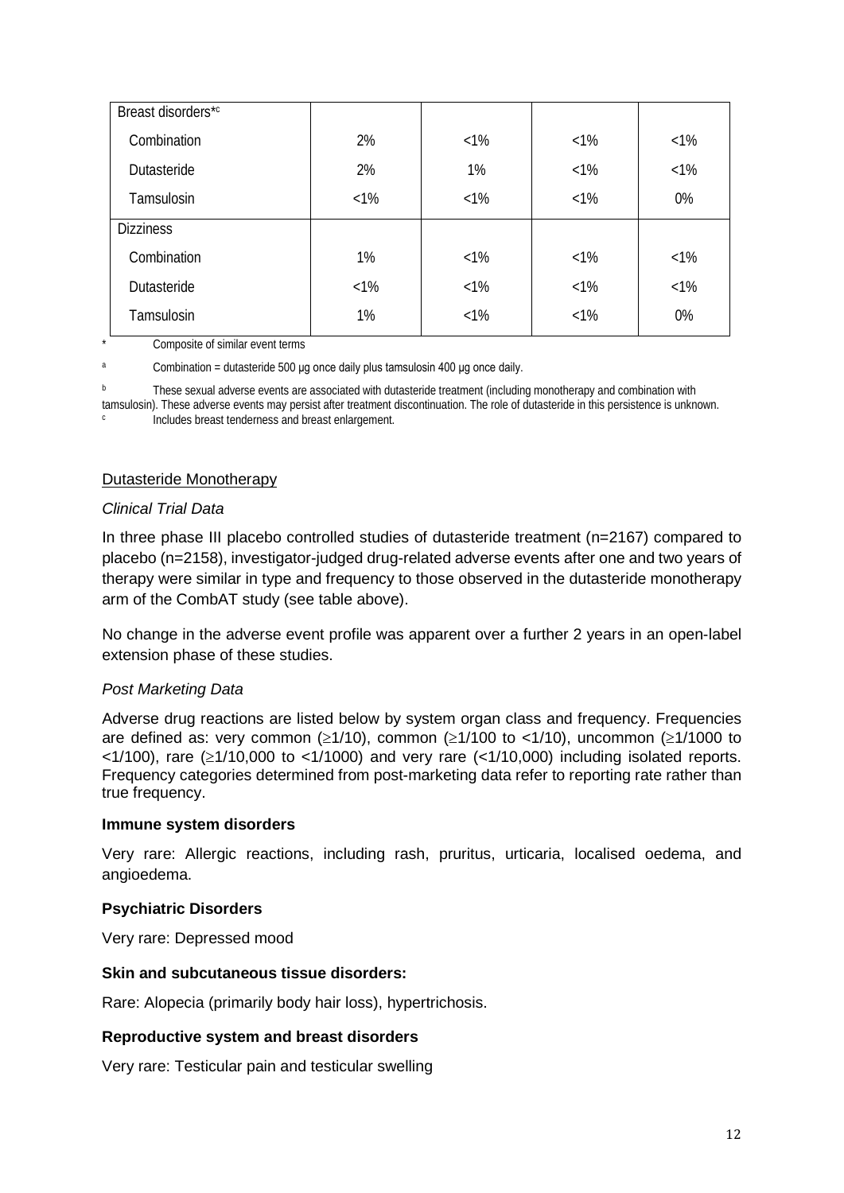| Breast disorders*[c] | | | | |
|---|---|---|---|---|
| Combination | 2% | <1% | <1% | <1% |
| Dutasteride | 2% | 1% | <1% | <1% |
| Tamsulosin | <1% | <1% | <1% | 0% |
| Dizziness | | | | |
| Combination | 1% | <1% | <1% | <1% |
| Dutasteride | <1% | <1% | <1% | <1% |
| Tamsulosin | 1% | <1% | <1% | 0% |

\* Composite of similar event terms

[a] Combination = dutasteride 500 µg once daily plus tamsulosin 400 µg once daily.

[b] These sexual adverse events are associated with dutasteride treatment (including monotherapy and combination with tamsulosin). These adverse events may persist after treatment discontinuation. The role of dutasteride in this persistence is unknown.

[c] Includes breast tenderness and breast enlargement.

<u>Dutasteride Monotherapy</u>

*Clinical Trial Data*

In three phase III placebo controlled studies of dutasteride treatment (n=2167) compared to placebo (n=2158), investigator-judged drug-related adverse events after one and two years of therapy were similar in type and frequency to those observed in the dutasteride monotherapy arm of the CombAT study (see table above).

No change in the adverse event profile was apparent over a further 2 years in an open-label extension phase of these studies.

*Post Marketing Data*

Adverse drug reactions are listed below by system organ class and frequency. Frequencies are defined as: very common (≥1/10), common (≥1/100 to <1/10), uncommon (≥1/1000 to <1/100), rare (≥1/10,000 to <1/1000) and very rare (<1/10,000) including isolated reports. Frequency categories determined from post-marketing data refer to reporting rate rather than true frequency.

**Immune system disorders**

Very rare: Allergic reactions, including rash, pruritus, urticaria, localised oedema, and angioedema.

**Psychiatric Disorders**

Very rare: Depressed mood

**Skin and subcutaneous tissue disorders:**

Rare: Alopecia (primarily body hair loss), hypertrichosis.

**Reproductive system and breast disorders**

Very rare: Testicular pain and testicular swelling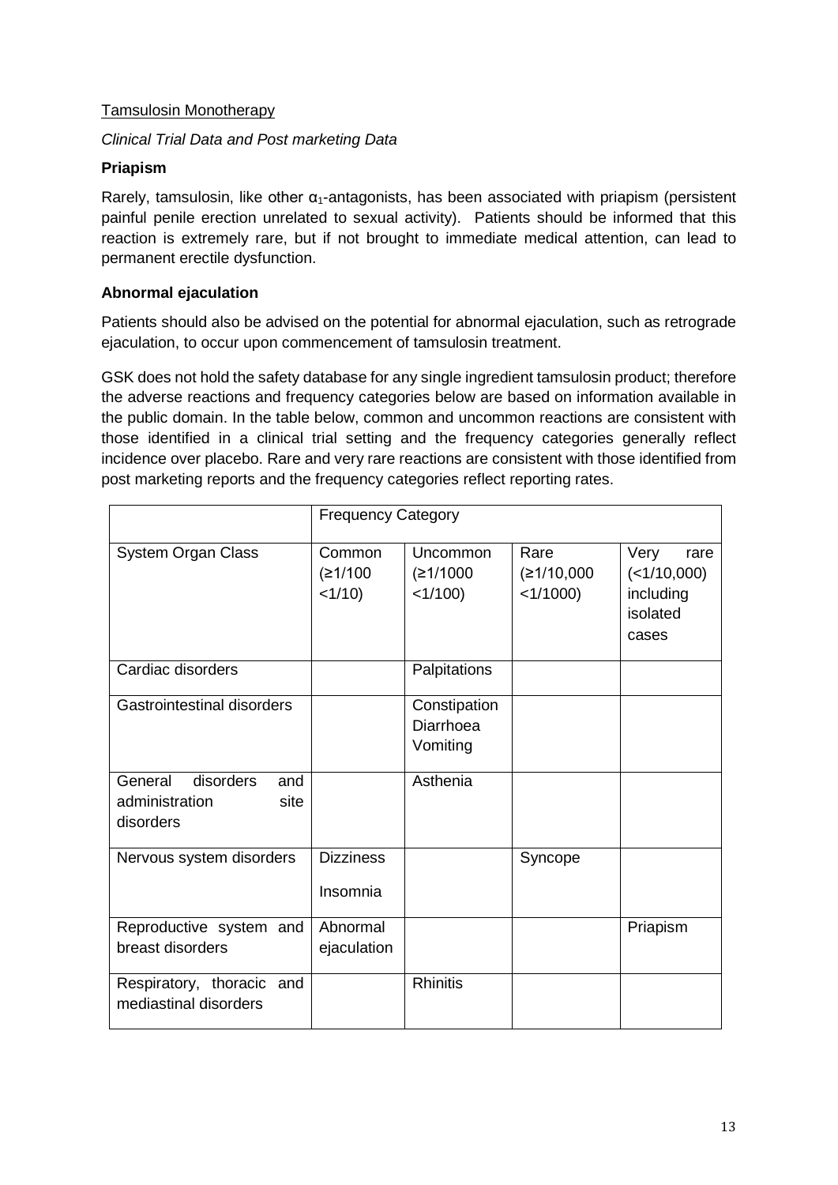Tamsulosin Monotherapy

*Clinical Trial Data and Post marketing Data*

**Priapism**

Rarely, tamsulosin, like other $\alpha_1$-antagonists, has been associated with priapism (persistent painful penile erection unrelated to sexual activity). Patients should be informed that this reaction is extremely rare, but if not brought to immediate medical attention, can lead to permanent erectile dysfunction.

**Abnormal ejaculation**

Patients should also be advised on the potential for abnormal ejaculation, such as retrograde ejaculation, to occur upon commencement of tamsulosin treatment.

GSK does not hold the safety database for any single ingredient tamsulosin product; therefore the adverse reactions and frequency categories below are based on information available in the public domain. In the table below, common and uncommon reactions are consistent with those identified in a clinical trial setting and the frequency categories generally reflect incidence over placebo. Rare and very rare reactions are consistent with those identified from post marketing reports and the frequency categories reflect reporting rates.

| | Frequency Category | | | |
|---|---|---|---|---|
| System Organ Class | Common (≥1/100 <1/10) | Uncommon (≥1/1000 <1/100) | Rare (≥1/10,000 <1/1000) | Very rare (<1/10,000) including isolated cases |
| Cardiac disorders | | Palpitations | | |
| Gastrointestinal disorders | | Constipation<br>Diarrhoea<br>Vomiting | | |
| General disorders and administration site disorders | | Asthenia | | |
| Nervous system disorders | Dizziness<br>Insomnia | | Syncope | |
| Reproductive system and breast disorders | Abnormal ejaculation | | | Priapism |
| Respiratory, thoracic and mediastinal disorders | | Rhinitis | | |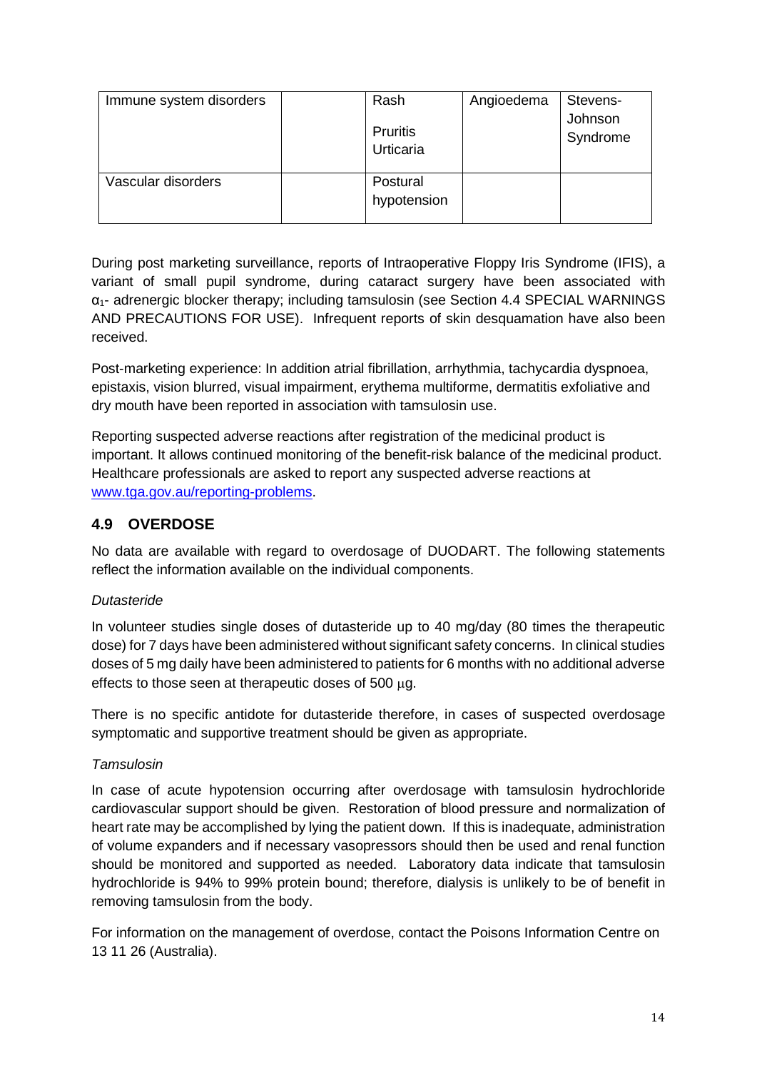| Immune system disorders | | Rash<br><br>Pruritis<br>Urticaria | Angioedema | Stevens-Johnson Syndrome |
|---|---|---|---|---|
| Vascular disorders | | Postural hypotension | | |

During post marketing surveillance, reports of Intraoperative Floppy Iris Syndrome (IFIS), a variant of small pupil syndrome, during cataract surgery have been associated with $\alpha_1$- adrenergic blocker therapy; including tamsulosin (see Section 4.4 SPECIAL WARNINGS AND PRECAUTIONS FOR USE). Infrequent reports of skin desquamation have also been received.

Post-marketing experience: In addition atrial fibrillation, arrhythmia, tachycardia dyspnoea, epistaxis, vision blurred, visual impairment, erythema multiforme, dermatitis exfoliative and dry mouth have been reported in association with tamsulosin use.

Reporting suspected adverse reactions after registration of the medicinal product is important. It allows continued monitoring of the benefit-risk balance of the medicinal product. Healthcare professionals are asked to report any suspected adverse reactions at www.tga.gov.au/reporting-problems.

## 4.9 OVERDOSE

No data are available with regard to overdosage of DUODART. The following statements reflect the information available on the individual components.

*Dutasteride*

In volunteer studies single doses of dutasteride up to 40 mg/day (80 times the therapeutic dose) for 7 days have been administered without significant safety concerns. In clinical studies doses of 5 mg daily have been administered to patients for 6 months with no additional adverse effects to those seen at therapeutic doses of 500 µg.

There is no specific antidote for dutasteride therefore, in cases of suspected overdosage symptomatic and supportive treatment should be given as appropriate.

*Tamsulosin*

In case of acute hypotension occurring after overdosage with tamsulosin hydrochloride cardiovascular support should be given. Restoration of blood pressure and normalization of heart rate may be accomplished by lying the patient down. If this is inadequate, administration of volume expanders and if necessary vasopressors should then be used and renal function should be monitored and supported as needed. Laboratory data indicate that tamsulosin hydrochloride is 94% to 99% protein bound; therefore, dialysis is unlikely to be of benefit in removing tamsulosin from the body.

For information on the management of overdose, contact the Poisons Information Centre on 13 11 26 (Australia).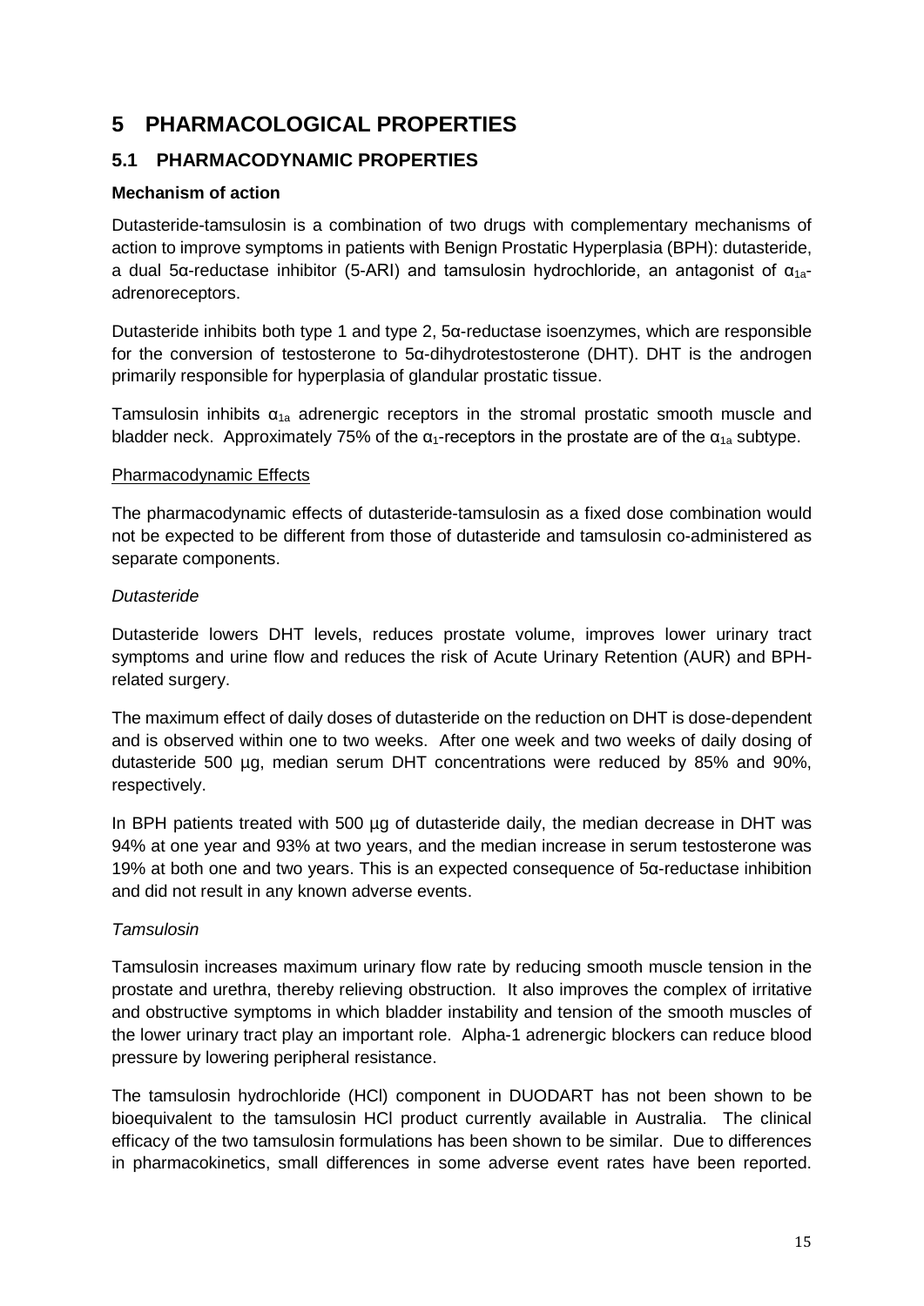# 5 PHARMACOLOGICAL PROPERTIES

## 5.1 PHARMACODYNAMIC PROPERTIES

### Mechanism of action

Dutasteride-tamsulosin is a combination of two drugs with complementary mechanisms of action to improve symptoms in patients with Benign Prostatic Hyperplasia (BPH): dutasteride, a dual 5α-reductase inhibitor (5-ARI) and tamsulosin hydrochloride, an antagonist of $\alpha_{1a}$-adrenoreceptors.

Dutasteride inhibits both type 1 and type 2, 5α-reductase isoenzymes, which are responsible for the conversion of testosterone to 5α-dihydrotestosterone (DHT). DHT is the androgen primarily responsible for hyperplasia of glandular prostatic tissue.

Tamsulosin inhibits $\alpha_{1a}$ adrenergic receptors in the stromal prostatic smooth muscle and bladder neck. Approximately 75% of the $\alpha_1$-receptors in the prostate are of the $\alpha_{1a}$ subtype.

Pharmacodynamic Effects

The pharmacodynamic effects of dutasteride-tamsulosin as a fixed dose combination would not be expected to be different from those of dutasteride and tamsulosin co-administered as separate components.

*Dutasteride*

Dutasteride lowers DHT levels, reduces prostate volume, improves lower urinary tract symptoms and urine flow and reduces the risk of Acute Urinary Retention (AUR) and BPH-related surgery.

The maximum effect of daily doses of dutasteride on the reduction on DHT is dose-dependent and is observed within one to two weeks. After one week and two weeks of daily dosing of dutasteride 500 µg, median serum DHT concentrations were reduced by 85% and 90%, respectively.

In BPH patients treated with 500 µg of dutasteride daily, the median decrease in DHT was 94% at one year and 93% at two years, and the median increase in serum testosterone was 19% at both one and two years. This is an expected consequence of 5α-reductase inhibition and did not result in any known adverse events.

*Tamsulosin*

Tamsulosin increases maximum urinary flow rate by reducing smooth muscle tension in the prostate and urethra, thereby relieving obstruction. It also improves the complex of irritative and obstructive symptoms in which bladder instability and tension of the smooth muscles of the lower urinary tract play an important role. Alpha-1 adrenergic blockers can reduce blood pressure by lowering peripheral resistance.

The tamsulosin hydrochloride (HCl) component in DUODART has not been shown to be bioequivalent to the tamsulosin HCl product currently available in Australia. The clinical efficacy of the two tamsulosin formulations has been shown to be similar. Due to differences in pharmacokinetics, small differences in some adverse event rates have been reported.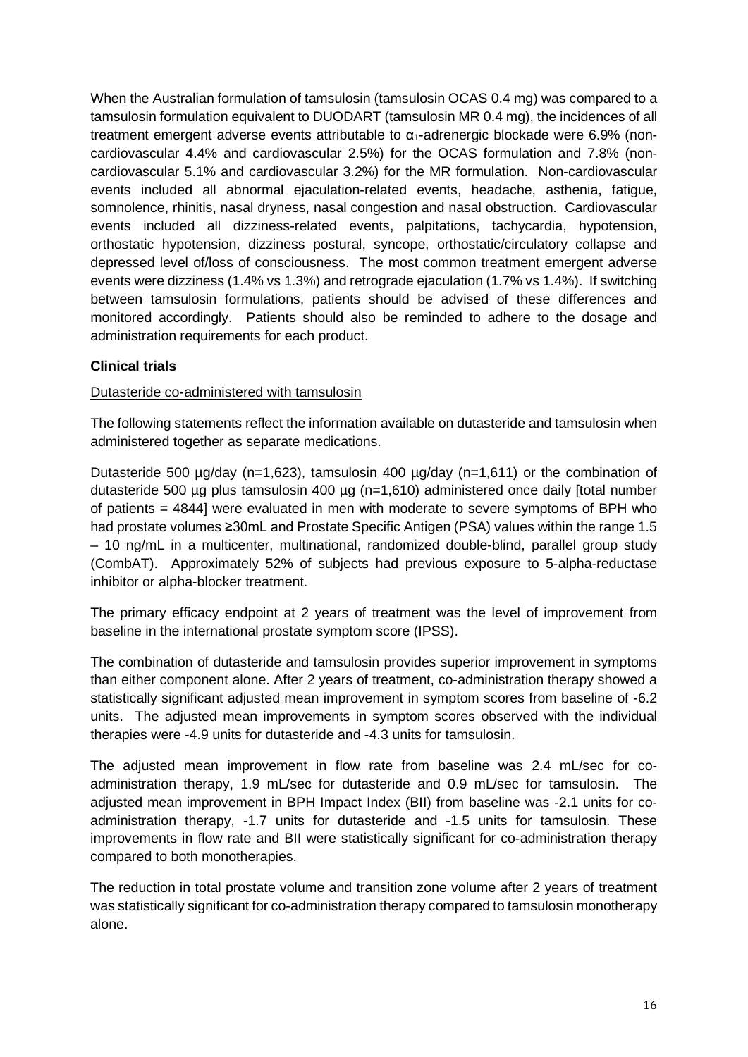When the Australian formulation of tamsulosin (tamsulosin OCAS 0.4 mg) was compared to a tamsulosin formulation equivalent to DUODART (tamsulosin MR 0.4 mg), the incidences of all treatment emergent adverse events attributable to $\alpha_1$-adrenergic blockade were 6.9% (non-cardiovascular 4.4% and cardiovascular 2.5%) for the OCAS formulation and 7.8% (non-cardiovascular 5.1% and cardiovascular 3.2%) for the MR formulation. Non-cardiovascular events included all abnormal ejaculation-related events, headache, asthenia, fatigue, somnolence, rhinitis, nasal dryness, nasal congestion and nasal obstruction. Cardiovascular events included all dizziness-related events, palpitations, tachycardia, hypotension, orthostatic hypotension, dizziness postural, syncope, orthostatic/circulatory collapse and depressed level of/loss of consciousness. The most common treatment emergent adverse events were dizziness (1.4% vs 1.3%) and retrograde ejaculation (1.7% vs 1.4%). If switching between tamsulosin formulations, patients should be advised of these differences and monitored accordingly. Patients should also be reminded to adhere to the dosage and administration requirements for each product.

**Clinical trials**

Dutasteride co-administered with tamsulosin

The following statements reflect the information available on dutasteride and tamsulosin when administered together as separate medications.

Dutasteride 500 µg/day (n=1,623), tamsulosin 400 µg/day (n=1,611) or the combination of dutasteride 500 µg plus tamsulosin 400 µg (n=1,610) administered once daily [total number of patients = 4844] were evaluated in men with moderate to severe symptoms of BPH who had prostate volumes ≥30mL and Prostate Specific Antigen (PSA) values within the range 1.5 – 10 ng/mL in a multicenter, multinational, randomized double-blind, parallel group study (CombAT). Approximately 52% of subjects had previous exposure to 5-alpha-reductase inhibitor or alpha-blocker treatment.

The primary efficacy endpoint at 2 years of treatment was the level of improvement from baseline in the international prostate symptom score (IPSS).

The combination of dutasteride and tamsulosin provides superior improvement in symptoms than either component alone. After 2 years of treatment, co-administration therapy showed a statistically significant adjusted mean improvement in symptom scores from baseline of -6.2 units. The adjusted mean improvements in symptom scores observed with the individual therapies were -4.9 units for dutasteride and -4.3 units for tamsulosin.

The adjusted mean improvement in flow rate from baseline was 2.4 mL/sec for co-administration therapy, 1.9 mL/sec for dutasteride and 0.9 mL/sec for tamsulosin. The adjusted mean improvement in BPH Impact Index (BII) from baseline was -2.1 units for co-administration therapy, -1.7 units for dutasteride and -1.5 units for tamsulosin. These improvements in flow rate and BII were statistically significant for co-administration therapy compared to both monotherapies.

The reduction in total prostate volume and transition zone volume after 2 years of treatment was statistically significant for co-administration therapy compared to tamsulosin monotherapy alone.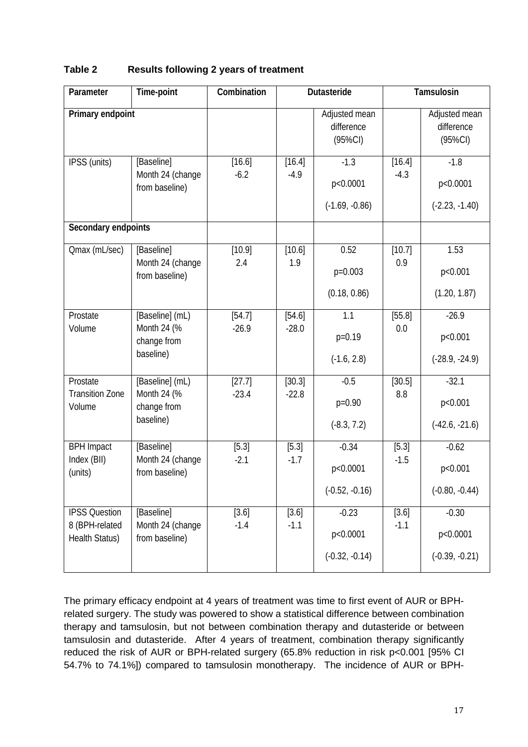**Table 2 Results following 2 years of treatment**

| Parameter | Time-point | Combination | Dutasteride | | Tamsulosin | |
|---|---|---|---|---|---|---|
| **Primary endpoint** | | | | Adjusted mean difference (95%CI) | | Adjusted mean difference (95%CI) |
| IPSS (units) | [Baseline] Month 24 (change from baseline) | [16.6] -6.2 | [16.4] -4.9 | -1.3 p<0.0001 (-1.69, -0.86) | [16.4] -4.3 | -1.8 p<0.0001 (-2.23, -1.40) |
| **Secondary endpoints** | | | | | | |
| Qmax (mL/sec) | [Baseline] Month 24 (change from baseline) | [10.9] 2.4 | [10.6] 1.9 | 0.52 p=0.003 (0.18, 0.86) | [10.7] 0.9 | 1.53 p<0.001 (1.20, 1.87) |
| Prostate Volume | [Baseline] (mL) Month 24 (% change from baseline) | [54.7] -26.9 | [54.6] -28.0 | 1.1 p=0.19 (-1.6, 2.8) | [55.8] 0.0 | -26.9 p<0.001 (-28.9, -24.9) |
| Prostate Transition Zone Volume | [Baseline] (mL) Month 24 (% change from baseline) | [27.7] -23.4 | [30.3] -22.8 | -0.5 p=0.90 (-8.3, 7.2) | [30.5] 8.8 | -32.1 p<0.001 (-42.6, -21.6) |
| BPH Impact Index (BII) (units) | [Baseline] Month 24 (change from baseline) | [5.3] -2.1 | [5.3] -1.7 | -0.34 p<0.0001 (-0.52, -0.16) | [5.3] -1.5 | -0.62 p<0.001 (-0.80, -0.44) |
| IPSS Question 8 (BPH-related Health Status) | [Baseline] Month 24 (change from baseline) | [3.6] -1.4 | [3.6] -1.1 | -0.23 p<0.0001 (-0.32, -0.14) | [3.6] -1.1 | -0.30 p<0.0001 (-0.39, -0.21) |

The primary efficacy endpoint at 4 years of treatment was time to first event of AUR or BPH-related surgery. The study was powered to show a statistical difference between combination therapy and tamsulosin, but not between combination therapy and dutasteride or between tamsulosin and dutasteride. After 4 years of treatment, combination therapy significantly reduced the risk of AUR or BPH-related surgery (65.8% reduction in risk p<0.001 [95% CI 54.7% to 74.1%]) compared to tamsulosin monotherapy. The incidence of AUR or BPH-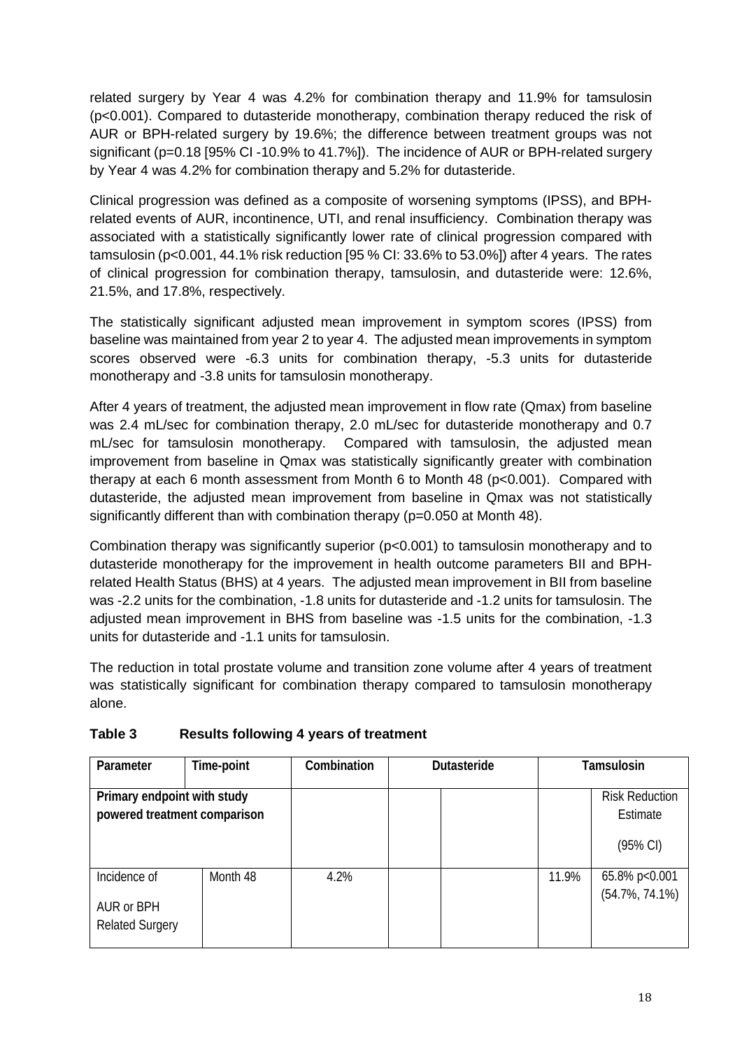related surgery by Year 4 was 4.2% for combination therapy and 11.9% for tamsulosin (p<0.001). Compared to dutasteride monotherapy, combination therapy reduced the risk of AUR or BPH-related surgery by 19.6%; the difference between treatment groups was not significant (p=0.18 [95% CI -10.9% to 41.7%]). The incidence of AUR or BPH-related surgery by Year 4 was 4.2% for combination therapy and 5.2% for dutasteride.

Clinical progression was defined as a composite of worsening symptoms (IPSS), and BPH-related events of AUR, incontinence, UTI, and renal insufficiency. Combination therapy was associated with a statistically significantly lower rate of clinical progression compared with tamsulosin (p<0.001, 44.1% risk reduction [95 % CI: 33.6% to 53.0%]) after 4 years. The rates of clinical progression for combination therapy, tamsulosin, and dutasteride were: 12.6%, 21.5%, and 17.8%, respectively.

The statistically significant adjusted mean improvement in symptom scores (IPSS) from baseline was maintained from year 2 to year 4. The adjusted mean improvements in symptom scores observed were -6.3 units for combination therapy, -5.3 units for dutasteride monotherapy and -3.8 units for tamsulosin monotherapy.

After 4 years of treatment, the adjusted mean improvement in flow rate (Qmax) from baseline was 2.4 mL/sec for combination therapy, 2.0 mL/sec for dutasteride monotherapy and 0.7 mL/sec for tamsulosin monotherapy. Compared with tamsulosin, the adjusted mean improvement from baseline in Qmax was statistically significantly greater with combination therapy at each 6 month assessment from Month 6 to Month 48 (p<0.001). Compared with dutasteride, the adjusted mean improvement from baseline in Qmax was not statistically significantly different than with combination therapy (p=0.050 at Month 48).

Combination therapy was significantly superior (p<0.001) to tamsulosin monotherapy and to dutasteride monotherapy for the improvement in health outcome parameters BII and BPH-related Health Status (BHS) at 4 years. The adjusted mean improvement in BII from baseline was -2.2 units for the combination, -1.8 units for dutasteride and -1.2 units for tamsulosin. The adjusted mean improvement in BHS from baseline was -1.5 units for the combination, -1.3 units for dutasteride and -1.1 units for tamsulosin.

The reduction in total prostate volume and transition zone volume after 4 years of treatment was statistically significant for combination therapy compared to tamsulosin monotherapy alone.

**Table 3 Results following 4 years of treatment**

| Parameter | Time-point | Combination | Dutasteride | | Tamsulosin | |
|---|---|---|---|---|---|---|
| **Primary endpoint with study powered treatment comparison** | | | | | | Risk Reduction Estimate (95% CI) |
| Incidence of AUR or BPH Related Surgery | Month 48 | 4.2% | | | 11.9% | 65.8% p<0.001 (54.7%, 74.1%) |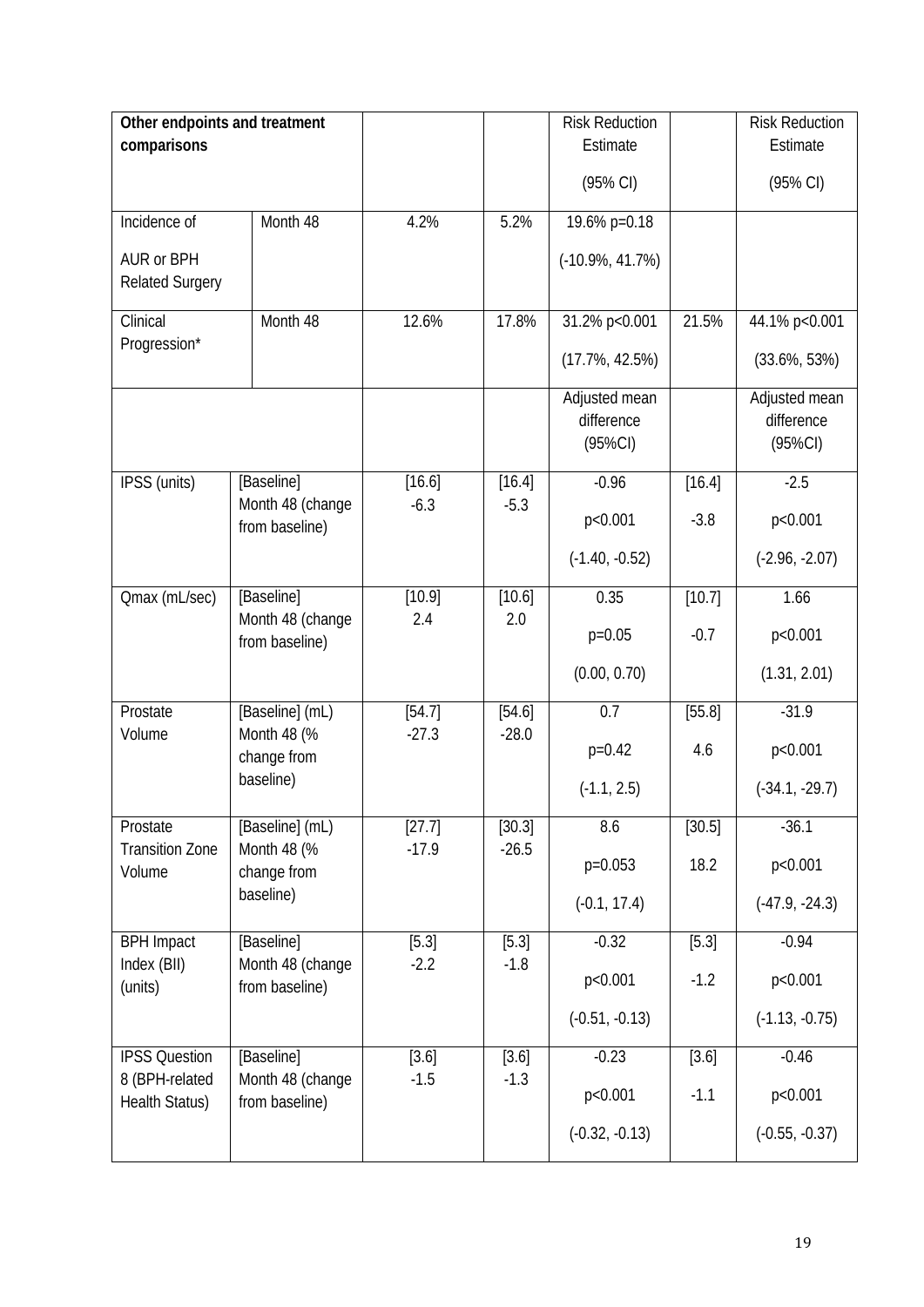| Other endpoints and treatment comparisons | | | | Risk Reduction Estimate (95% CI) | | Risk Reduction Estimate (95% CI) |
|---|---|---|---|---|---|---|
| Incidence of AUR or BPH Related Surgery | Month 48 | 4.2% | 5.2% | 19.6% p=0.18 (-10.9%, 41.7%) | | |
| Clinical Progression* | Month 48 | 12.6% | 17.8% | 31.2% p<0.001 (17.7%, 42.5%) | 21.5% | 44.1% p<0.001 (33.6%, 53%) |
| | | | | Adjusted mean difference (95%CI) | | Adjusted mean difference (95%CI) |
| IPSS (units) | [Baseline] Month 48 (change from baseline) | [16.6] -6.3 | [16.4] -5.3 | -0.96 p<0.001 (-1.40, -0.52) | [16.4] -3.8 | -2.5 p<0.001 (-2.96, -2.07) |
| Qmax (mL/sec) | [Baseline] Month 48 (change from baseline) | [10.9] 2.4 | [10.6] 2.0 | 0.35 p=0.05 (0.00, 0.70) | [10.7] -0.7 | 1.66 p<0.001 (1.31, 2.01) |
| Prostate Volume | [Baseline] (mL) Month 48 (% change from baseline) | [54.7] -27.3 | [54.6] -28.0 | 0.7 p=0.42 (-1.1, 2.5) | [55.8] 4.6 | -31.9 p<0.001 (-34.1, -29.7) |
| Prostate Transition Zone Volume | [Baseline] (mL) Month 48 (% change from baseline) | [27.7] -17.9 | [30.3] -26.5 | 8.6 p=0.053 (-0.1, 17.4) | [30.5] 18.2 | -36.1 p<0.001 (-47.9, -24.3) |
| BPH Impact Index (BII) (units) | [Baseline] Month 48 (change from baseline) | [5.3] -2.2 | [5.3] -1.8 | -0.32 p<0.001 (-0.51, -0.13) | [5.3] -1.2 | -0.94 p<0.001 (-1.13, -0.75) |
| IPSS Question 8 (BPH-related Health Status) | [Baseline] Month 48 (change from baseline) | [3.6] -1.5 | [3.6] -1.3 | -0.23 p<0.001 (-0.32, -0.13) | [3.6] -1.1 | -0.46 p<0.001 (-0.55, -0.37) |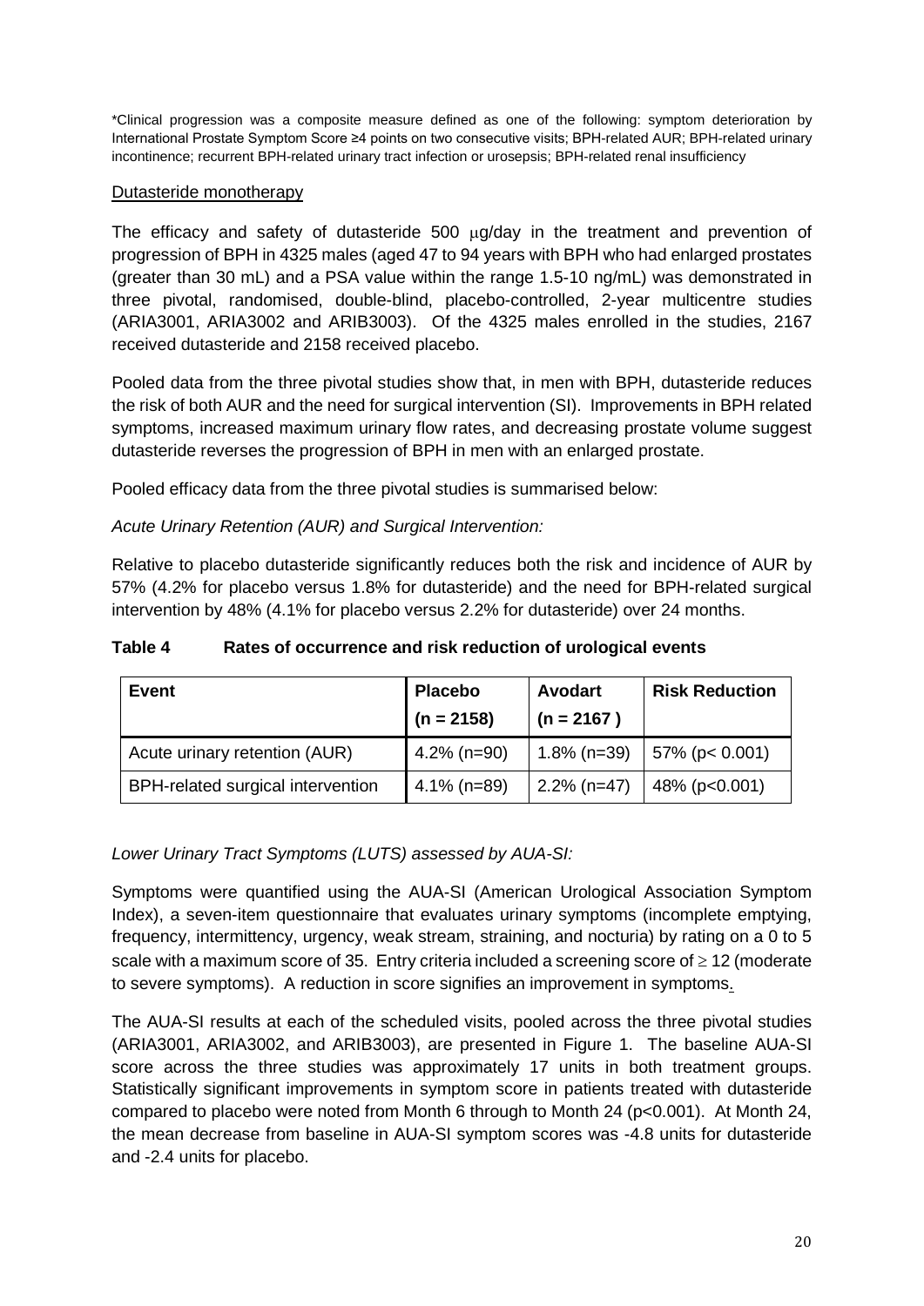*Clinical progression was a composite measure defined as one of the following: symptom deterioration by International Prostate Symptom Score ≥4 points on two consecutive visits; BPH-related AUR; BPH-related urinary incontinence; recurrent BPH-related urinary tract infection or urosepsis; BPH-related renal insufficiency

Dutasteride monotherapy

The efficacy and safety of dutasteride 500 μg/day in the treatment and prevention of progression of BPH in 4325 males (aged 47 to 94 years with BPH who had enlarged prostates (greater than 30 mL) and a PSA value within the range 1.5-10 ng/mL) was demonstrated in three pivotal, randomised, double-blind, placebo-controlled, 2-year multicentre studies (ARIA3001, ARIA3002 and ARIB3003). Of the 4325 males enrolled in the studies, 2167 received dutasteride and 2158 received placebo.

Pooled data from the three pivotal studies show that, in men with BPH, dutasteride reduces the risk of both AUR and the need for surgical intervention (SI). Improvements in BPH related symptoms, increased maximum urinary flow rates, and decreasing prostate volume suggest dutasteride reverses the progression of BPH in men with an enlarged prostate.

Pooled efficacy data from the three pivotal studies is summarised below:

*Acute Urinary Retention (AUR) and Surgical Intervention:*

Relative to placebo dutasteride significantly reduces both the risk and incidence of AUR by 57% (4.2% for placebo versus 1.8% for dutasteride) and the need for BPH-related surgical intervention by 48% (4.1% for placebo versus 2.2% for dutasteride) over 24 months.

**Table 4 Rates of occurrence and risk reduction of urological events**

| Event | Placebo (n = 2158) | Avodart (n = 2167 ) | Risk Reduction |
|---|---|---|---|
| Acute urinary retention (AUR) | 4.2% (n=90) | 1.8% (n=39) | 57% ($p < 0.001$) |
| BPH-related surgical intervention | 4.1% (n=89) | 2.2% (n=47) | 48% ($p<0.001$) |

*Lower Urinary Tract Symptoms (LUTS) assessed by AUA-SI:*

Symptoms were quantified using the AUA-SI (American Urological Association Symptom Index), a seven-item questionnaire that evaluates urinary symptoms (incomplete emptying, frequency, intermittency, urgency, weak stream, straining, and nocturia) by rating on a 0 to 5 scale with a maximum score of 35. Entry criteria included a screening score of ≥ 12 (moderate to severe symptoms). A reduction in score signifies an improvement in symptoms.

The AUA-SI results at each of the scheduled visits, pooled across the three pivotal studies (ARIA3001, ARIA3002, and ARIB3003), are presented in Figure 1. The baseline AUA-SI score across the three studies was approximately 17 units in both treatment groups. Statistically significant improvements in symptom score in patients treated with dutasteride compared to placebo were noted from Month 6 through to Month 24 ($p<0.001$). At Month 24, the mean decrease from baseline in AUA-SI symptom scores was -4.8 units for dutasteride and -2.4 units for placebo.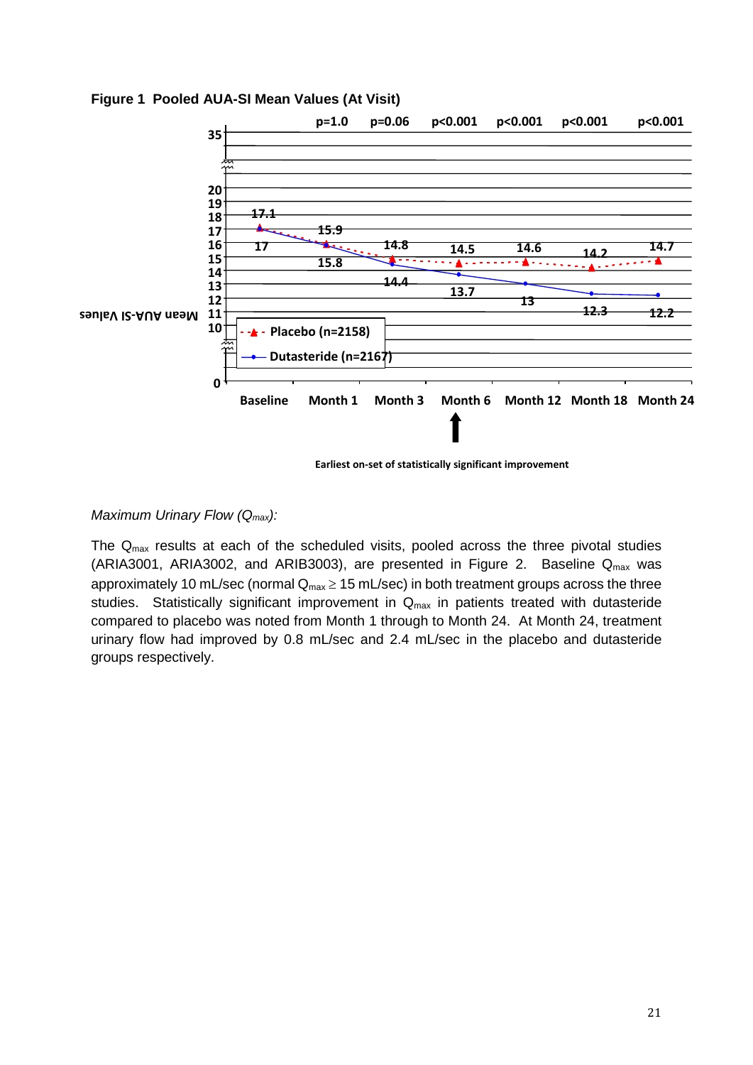**Figure 1 Pooled AUA-SI Mean Values (At Visit)**

| | Baseline | Month 1 | Month 3 | Month 6 | Month 12 | Month 18 | Month 24 |
|---|---|---|---|---|---|---|---|
| p-value | | p=1.0 | p=0.06 | p<0.001 | p<0.001 | p<0.001 | p<0.001 |
| Placebo (n=2158) | 17.1 | 15.9 | 14.8 | 14.5 | 14.6 | 14.2 | 14.7 |
| Dutasteride (n=2167) | 17 | 15.8 | 14.4 | 13.7 | 13 | 12.3 | 12.2 |

Earliest on-set of statistically significant improvement: Month 6

*Maximum Urinary Flow ($Q_{max}$):*

The $Q_{max}$ results at each of the scheduled visits, pooled across the three pivotal studies (ARIA3001, ARIA3002, and ARIB3003), are presented in Figure 2. Baseline $Q_{max}$ was approximately 10 mL/sec (normal $Q_{max} \geq 15$ mL/sec) in both treatment groups across the three studies. Statistically significant improvement in $Q_{max}$ in patients treated with dutasteride compared to placebo was noted from Month 1 through to Month 24. At Month 24, treatment urinary flow had improved by 0.8 mL/sec and 2.4 mL/sec in the placebo and dutasteride groups respectively.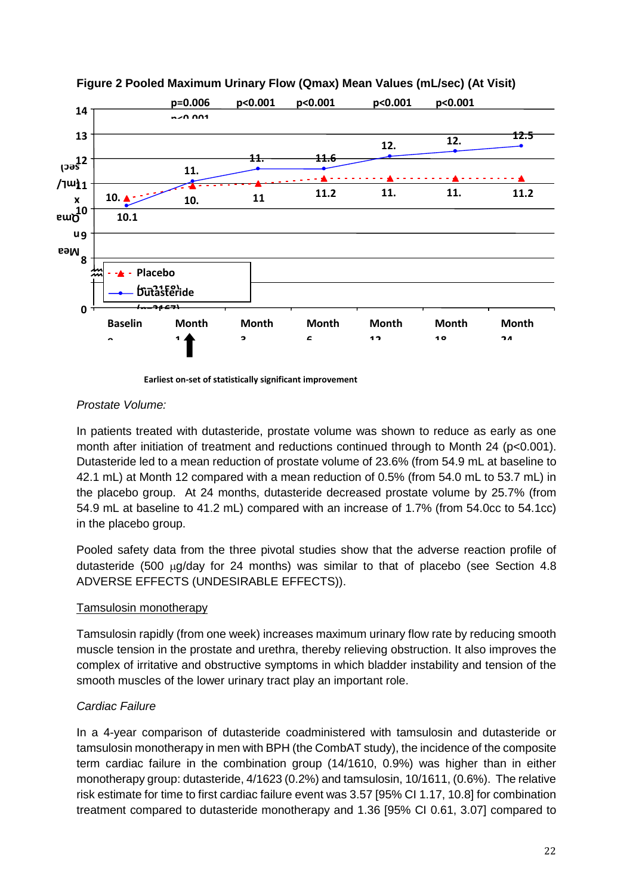**Figure 2 Pooled Maximum Urinary Flow (Qmax) Mean Values (mL/sec) (At Visit)**

Earliest on-set of statistically significant improvement

*Prostate Volume:*

In patients treated with dutasteride, prostate volume was shown to reduce as early as one month after initiation of treatment and reductions continued through to Month 24 ($p<0.001$). Dutasteride led to a mean reduction of prostate volume of 23.6% (from 54.9 mL at baseline to 42.1 mL) at Month 12 compared with a mean reduction of 0.5% (from 54.0 mL to 53.7 mL) in the placebo group. At 24 months, dutasteride decreased prostate volume by 25.7% (from 54.9 mL at baseline to 41.2 mL) compared with an increase of 1.7% (from 54.0cc to 54.1cc) in the placebo group.

Pooled safety data from the three pivotal studies show that the adverse reaction profile of dutasteride (500 µg/day for 24 months) was similar to that of placebo (see Section 4.8 ADVERSE EFFECTS (UNDESIRABLE EFFECTS)).

<u>Tamsulosin monotherapy</u>

Tamsulosin rapidly (from one week) increases maximum urinary flow rate by reducing smooth muscle tension in the prostate and urethra, thereby relieving obstruction. It also improves the complex of irritative and obstructive symptoms in which bladder instability and tension of the smooth muscles of the lower urinary tract play an important role.

*Cardiac Failure*

In a 4-year comparison of dutasteride coadministered with tamsulosin and dutasteride or tamsulosin monotherapy in men with BPH (the CombAT study), the incidence of the composite term cardiac failure in the combination group (14/1610, 0.9%) was higher than in either monotherapy group: dutasteride, 4/1623 (0.2%) and tamsulosin, 10/1611, (0.6%). The relative risk estimate for time to first cardiac failure event was 3.57 [95% CI 1.17, 10.8] for combination treatment compared to dutasteride monotherapy and 1.36 [95% CI 0.61, 3.07] compared to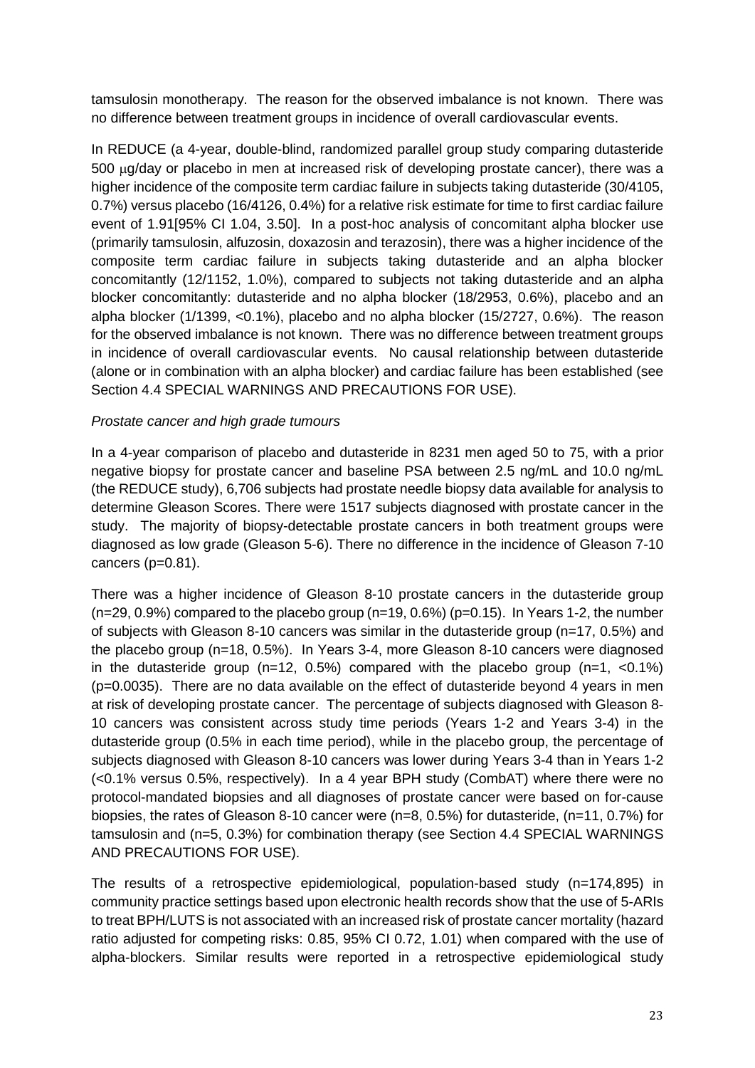tamsulosin monotherapy. The reason for the observed imbalance is not known. There was no difference between treatment groups in incidence of overall cardiovascular events.

In REDUCE (a 4-year, double-blind, randomized parallel group study comparing dutasteride 500 μg/day or placebo in men at increased risk of developing prostate cancer), there was a higher incidence of the composite term cardiac failure in subjects taking dutasteride (30/4105, 0.7%) versus placebo (16/4126, 0.4%) for a relative risk estimate for time to first cardiac failure event of 1.91[95% CI 1.04, 3.50]. In a post-hoc analysis of concomitant alpha blocker use (primarily tamsulosin, alfuzosin, doxazosin and terazosin), there was a higher incidence of the composite term cardiac failure in subjects taking dutasteride and an alpha blocker concomitantly (12/1152, 1.0%), compared to subjects not taking dutasteride and an alpha blocker concomitantly: dutasteride and no alpha blocker (18/2953, 0.6%), placebo and an alpha blocker (1/1399, <0.1%), placebo and no alpha blocker (15/2727, 0.6%). The reason for the observed imbalance is not known. There was no difference between treatment groups in incidence of overall cardiovascular events. No causal relationship between dutasteride (alone or in combination with an alpha blocker) and cardiac failure has been established (see Section 4.4 SPECIAL WARNINGS AND PRECAUTIONS FOR USE).

*Prostate cancer and high grade tumours*

In a 4-year comparison of placebo and dutasteride in 8231 men aged 50 to 75, with a prior negative biopsy for prostate cancer and baseline PSA between 2.5 ng/mL and 10.0 ng/mL (the REDUCE study), 6,706 subjects had prostate needle biopsy data available for analysis to determine Gleason Scores. There were 1517 subjects diagnosed with prostate cancer in the study. The majority of biopsy-detectable prostate cancers in both treatment groups were diagnosed as low grade (Gleason 5-6). There no difference in the incidence of Gleason 7-10 cancers (p=0.81).

There was a higher incidence of Gleason 8-10 prostate cancers in the dutasteride group (n=29, 0.9%) compared to the placebo group (n=19, 0.6%) (p=0.15). In Years 1-2, the number of subjects with Gleason 8-10 cancers was similar in the dutasteride group (n=17, 0.5%) and the placebo group (n=18, 0.5%). In Years 3-4, more Gleason 8-10 cancers were diagnosed in the dutasteride group (n=12, 0.5%) compared with the placebo group (n=1, <0.1%) (p=0.0035). There are no data available on the effect of dutasteride beyond 4 years in men at risk of developing prostate cancer. The percentage of subjects diagnosed with Gleason 8-10 cancers was consistent across study time periods (Years 1-2 and Years 3-4) in the dutasteride group (0.5% in each time period), while in the placebo group, the percentage of subjects diagnosed with Gleason 8-10 cancers was lower during Years 3-4 than in Years 1-2 (<0.1% versus 0.5%, respectively). In a 4 year BPH study (CombAT) where there were no protocol-mandated biopsies and all diagnoses of prostate cancer were based on for-cause biopsies, the rates of Gleason 8-10 cancer were (n=8, 0.5%) for dutasteride, (n=11, 0.7%) for tamsulosin and (n=5, 0.3%) for combination therapy (see Section 4.4 SPECIAL WARNINGS AND PRECAUTIONS FOR USE).

The results of a retrospective epidemiological, population-based study (n=174,895) in community practice settings based upon electronic health records show that the use of 5-ARIs to treat BPH/LUTS is not associated with an increased risk of prostate cancer mortality (hazard ratio adjusted for competing risks: 0.85, 95% CI 0.72, 1.01) when compared with the use of alpha-blockers. Similar results were reported in a retrospective epidemiological study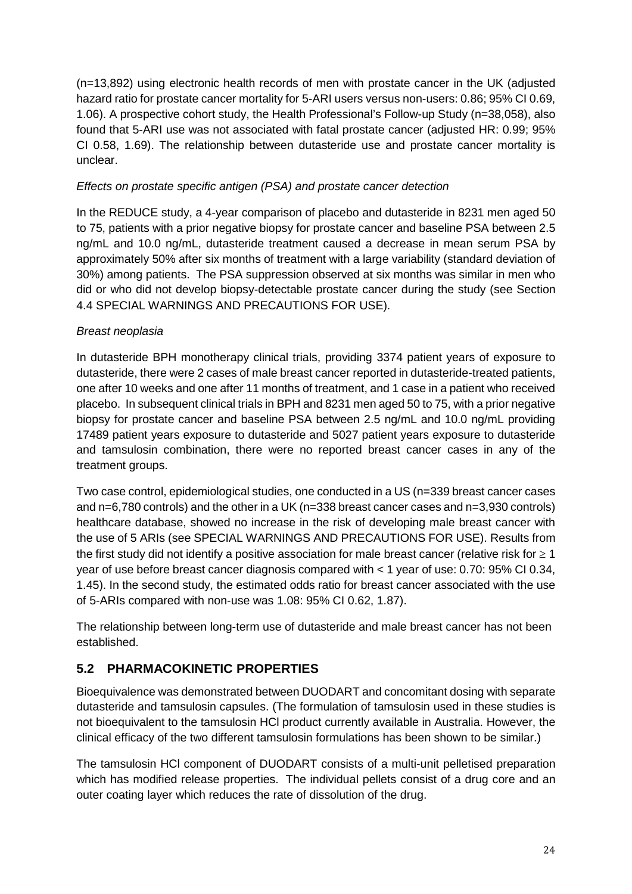(n=13,892) using electronic health records of men with prostate cancer in the UK (adjusted hazard ratio for prostate cancer mortality for 5-ARI users versus non-users: 0.86; 95% CI 0.69, 1.06). A prospective cohort study, the Health Professional's Follow-up Study (n=38,058), also found that 5-ARI use was not associated with fatal prostate cancer (adjusted HR: 0.99; 95% CI 0.58, 1.69). The relationship between dutasteride use and prostate cancer mortality is unclear.

*Effects on prostate specific antigen (PSA) and prostate cancer detection*

In the REDUCE study, a 4-year comparison of placebo and dutasteride in 8231 men aged 50 to 75, patients with a prior negative biopsy for prostate cancer and baseline PSA between 2.5 ng/mL and 10.0 ng/mL, dutasteride treatment caused a decrease in mean serum PSA by approximately 50% after six months of treatment with a large variability (standard deviation of 30%) among patients. The PSA suppression observed at six months was similar in men who did or who did not develop biopsy-detectable prostate cancer during the study (see Section 4.4 SPECIAL WARNINGS AND PRECAUTIONS FOR USE).

*Breast neoplasia*

In dutasteride BPH monotherapy clinical trials, providing 3374 patient years of exposure to dutasteride, there were 2 cases of male breast cancer reported in dutasteride-treated patients, one after 10 weeks and one after 11 months of treatment, and 1 case in a patient who received placebo. In subsequent clinical trials in BPH and 8231 men aged 50 to 75, with a prior negative biopsy for prostate cancer and baseline PSA between 2.5 ng/mL and 10.0 ng/mL providing 17489 patient years exposure to dutasteride and 5027 patient years exposure to dutasteride and tamsulosin combination, there were no reported breast cancer cases in any of the treatment groups.

Two case control, epidemiological studies, one conducted in a US (n=339 breast cancer cases and n=6,780 controls) and the other in a UK (n=338 breast cancer cases and n=3,930 controls) healthcare database, showed no increase in the risk of developing male breast cancer with the use of 5 ARIs (see SPECIAL WARNINGS AND PRECAUTIONS FOR USE). Results from the first study did not identify a positive association for male breast cancer (relative risk for $\geq$ 1 year of use before breast cancer diagnosis compared with < 1 year of use: 0.70: 95% CI 0.34, 1.45). In the second study, the estimated odds ratio for breast cancer associated with the use of 5-ARIs compared with non-use was 1.08: 95% CI 0.62, 1.87).

The relationship between long-term use of dutasteride and male breast cancer has not been established.

## 5.2 PHARMACOKINETIC PROPERTIES

Bioequivalence was demonstrated between DUODART and concomitant dosing with separate dutasteride and tamsulosin capsules. (The formulation of tamsulosin used in these studies is not bioequivalent to the tamsulosin HCl product currently available in Australia. However, the clinical efficacy of the two different tamsulosin formulations has been shown to be similar.)

The tamsulosin HCl component of DUODART consists of a multi-unit pelletised preparation which has modified release properties. The individual pellets consist of a drug core and an outer coating layer which reduces the rate of dissolution of the drug.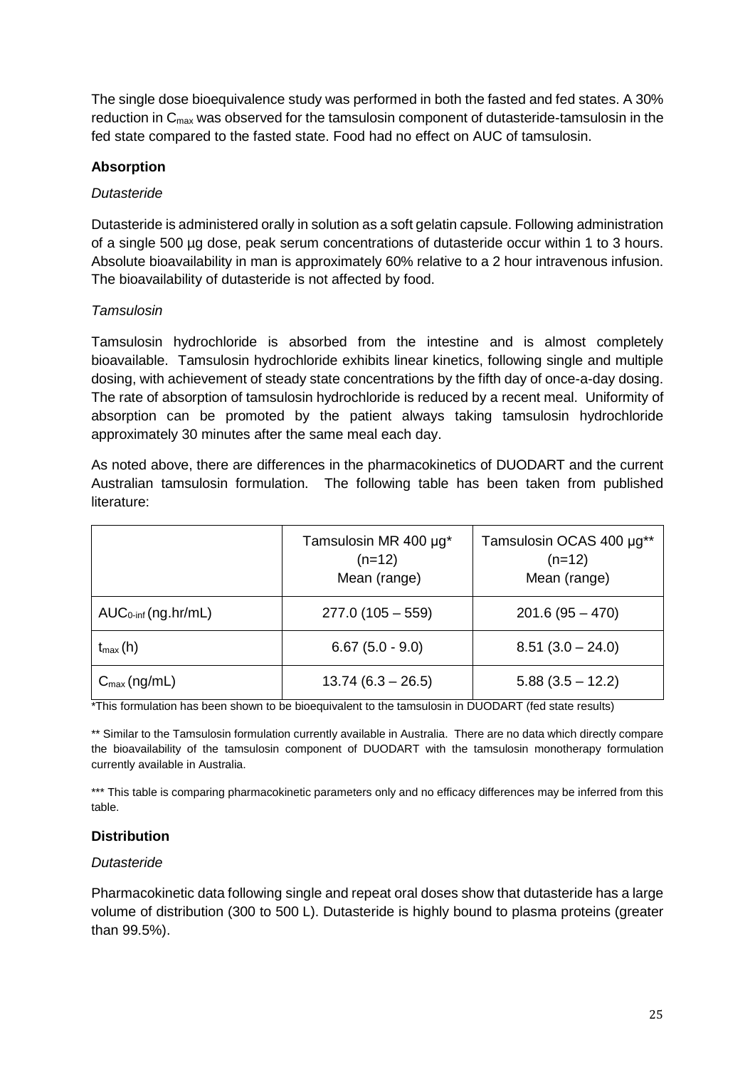The single dose bioequivalence study was performed in both the fasted and fed states. A 30% reduction in $C_{max}$ was observed for the tamsulosin component of dutasteride-tamsulosin in the fed state compared to the fasted state. Food had no effect on AUC of tamsulosin.

### Absorption

*Dutasteride*

Dutasteride is administered orally in solution as a soft gelatin capsule. Following administration of a single 500 µg dose, peak serum concentrations of dutasteride occur within 1 to 3 hours. Absolute bioavailability in man is approximately 60% relative to a 2 hour intravenous infusion. The bioavailability of dutasteride is not affected by food.

*Tamsulosin*

Tamsulosin hydrochloride is absorbed from the intestine and is almost completely bioavailable. Tamsulosin hydrochloride exhibits linear kinetics, following single and multiple dosing, with achievement of steady state concentrations by the fifth day of once-a-day dosing. The rate of absorption of tamsulosin hydrochloride is reduced by a recent meal. Uniformity of absorption can be promoted by the patient always taking tamsulosin hydrochloride approximately 30 minutes after the same meal each day.

As noted above, there are differences in the pharmacokinetics of DUODART and the current Australian tamsulosin formulation. The following table has been taken from published literature:

| | Tamsulosin MR 400 µg* (n=12) Mean (range) | Tamsulosin OCAS 400 µg** (n=12) Mean (range) |
|---|---|---|
| $AUC_{0\text{-inf}}$ (ng.hr/mL) | 277.0 (105 – 559) | 201.6 (95 – 470) |
| $t_{max}$ (h) | 6.67 (5.0 - 9.0) | 8.51 (3.0 – 24.0) |
| $C_{max}$ (ng/mL) | 13.74 (6.3 – 26.5) | 5.88 (3.5 – 12.2) |

*This formulation has been shown to be bioequivalent to the tamsulosin in DUODART (fed state results)

** Similar to the Tamsulosin formulation currently available in Australia. There are no data which directly compare the bioavailability of the tamsulosin component of DUODART with the tamsulosin monotherapy formulation currently available in Australia.

*** This table is comparing pharmacokinetic parameters only and no efficacy differences may be inferred from this table.

### Distribution

*Dutasteride*

Pharmacokinetic data following single and repeat oral doses show that dutasteride has a large volume of distribution (300 to 500 L). Dutasteride is highly bound to plasma proteins (greater than 99.5%).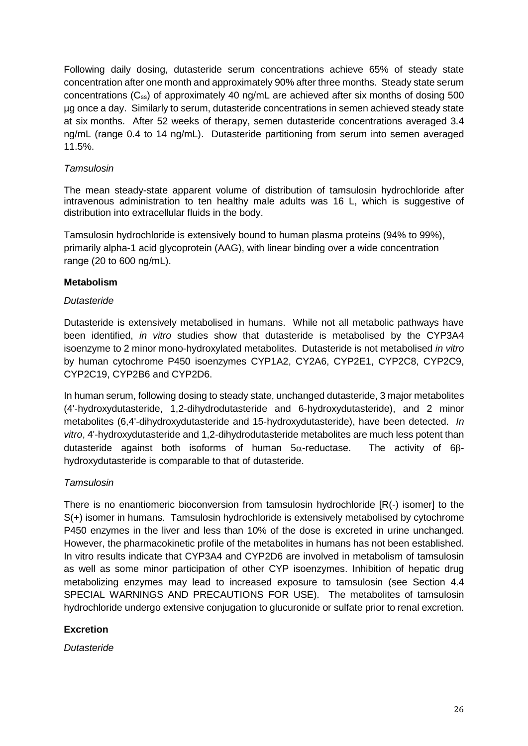Following daily dosing, dutasteride serum concentrations achieve 65% of steady state concentration after one month and approximately 90% after three months. Steady state serum concentrations ($C_{ss}$) of approximately 40 ng/mL are achieved after six months of dosing 500 µg once a day. Similarly to serum, dutasteride concentrations in semen achieved steady state at six months. After 52 weeks of therapy, semen dutasteride concentrations averaged 3.4 ng/mL (range 0.4 to 14 ng/mL). Dutasteride partitioning from serum into semen averaged 11.5%.

*Tamsulosin*

The mean steady-state apparent volume of distribution of tamsulosin hydrochloride after intravenous administration to ten healthy male adults was 16 L, which is suggestive of distribution into extracellular fluids in the body.

Tamsulosin hydrochloride is extensively bound to human plasma proteins (94% to 99%), primarily alpha-1 acid glycoprotein (AAG), with linear binding over a wide concentration range (20 to 600 ng/mL).

**Metabolism**

*Dutasteride*

Dutasteride is extensively metabolised in humans. While not all metabolic pathways have been identified, *in vitro* studies show that dutasteride is metabolised by the CYP3A4 isoenzyme to 2 minor mono-hydroxylated metabolites. Dutasteride is not metabolised *in vitro* by human cytochrome P450 isoenzymes CYP1A2, CY2A6, CYP2E1, CYP2C8, CYP2C9, CYP2C19, CYP2B6 and CYP2D6.

In human serum, following dosing to steady state, unchanged dutasteride, 3 major metabolites (4'-hydroxydutasteride, 1,2-dihydrodutasteride and 6-hydroxydutasteride), and 2 minor metabolites (6,4'-dihydroxydutasteride and 15-hydroxydutasteride), have been detected. *In vitro*, 4'-hydroxydutasteride and 1,2-dihydrodutasteride metabolites are much less potent than dutasteride against both isoforms of human 5α-reductase. The activity of 6β-hydroxydutasteride is comparable to that of dutasteride.

*Tamsulosin*

There is no enantiomeric bioconversion from tamsulosin hydrochloride [R(-) isomer] to the S(+) isomer in humans. Tamsulosin hydrochloride is extensively metabolised by cytochrome P450 enzymes in the liver and less than 10% of the dose is excreted in urine unchanged. However, the pharmacokinetic profile of the metabolites in humans has not been established. In vitro results indicate that CYP3A4 and CYP2D6 are involved in metabolism of tamsulosin as well as some minor participation of other CYP isoenzymes. Inhibition of hepatic drug metabolizing enzymes may lead to increased exposure to tamsulosin (see Section 4.4 SPECIAL WARNINGS AND PRECAUTIONS FOR USE). The metabolites of tamsulosin hydrochloride undergo extensive conjugation to glucuronide or sulfate prior to renal excretion.

**Excretion**

*Dutasteride*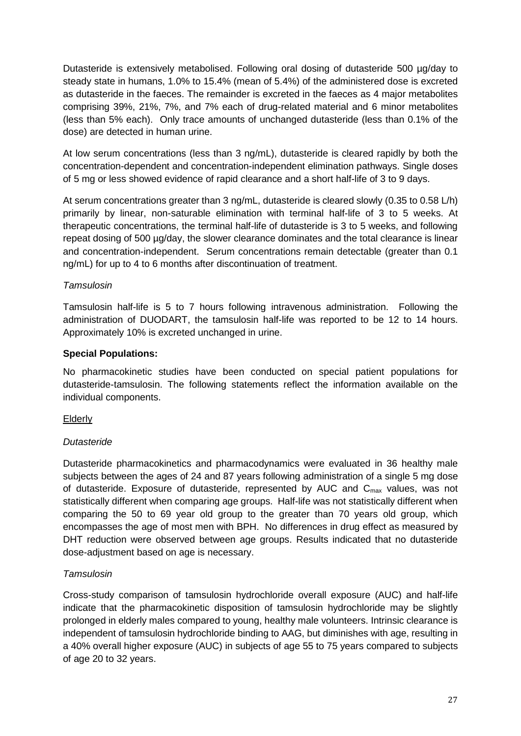Dutasteride is extensively metabolised. Following oral dosing of dutasteride 500 µg/day to steady state in humans, 1.0% to 15.4% (mean of 5.4%) of the administered dose is excreted as dutasteride in the faeces. The remainder is excreted in the faeces as 4 major metabolites comprising 39%, 21%, 7%, and 7% each of drug-related material and 6 minor metabolites (less than 5% each). Only trace amounts of unchanged dutasteride (less than 0.1% of the dose) are detected in human urine.

At low serum concentrations (less than 3 ng/mL), dutasteride is cleared rapidly by both the concentration-dependent and concentration-independent elimination pathways. Single doses of 5 mg or less showed evidence of rapid clearance and a short half-life of 3 to 9 days.

At serum concentrations greater than 3 ng/mL, dutasteride is cleared slowly (0.35 to 0.58 L/h) primarily by linear, non-saturable elimination with terminal half-life of 3 to 5 weeks. At therapeutic concentrations, the terminal half-life of dutasteride is 3 to 5 weeks, and following repeat dosing of 500 µg/day, the slower clearance dominates and the total clearance is linear and concentration-independent. Serum concentrations remain detectable (greater than 0.1 ng/mL) for up to 4 to 6 months after discontinuation of treatment.

*Tamsulosin*

Tamsulosin half-life is 5 to 7 hours following intravenous administration. Following the administration of DUODART, the tamsulosin half-life was reported to be 12 to 14 hours. Approximately 10% is excreted unchanged in urine.

**Special Populations:**

No pharmacokinetic studies have been conducted on special patient populations for dutasteride-tamsulosin. The following statements reflect the information available on the individual components.

<u>Elderly</u>

*Dutasteride*

Dutasteride pharmacokinetics and pharmacodynamics were evaluated in 36 healthy male subjects between the ages of 24 and 87 years following administration of a single 5 mg dose of dutasteride. Exposure of dutasteride, represented by AUC and $C_{max}$ values, was not statistically different when comparing age groups. Half-life was not statistically different when comparing the 50 to 69 year old group to the greater than 70 years old group, which encompasses the age of most men with BPH. No differences in drug effect as measured by DHT reduction were observed between age groups. Results indicated that no dutasteride dose-adjustment based on age is necessary.

*Tamsulosin*

Cross-study comparison of tamsulosin hydrochloride overall exposure (AUC) and half-life indicate that the pharmacokinetic disposition of tamsulosin hydrochloride may be slightly prolonged in elderly males compared to young, healthy male volunteers. Intrinsic clearance is independent of tamsulosin hydrochloride binding to AAG, but diminishes with age, resulting in a 40% overall higher exposure (AUC) in subjects of age 55 to 75 years compared to subjects of age 20 to 32 years.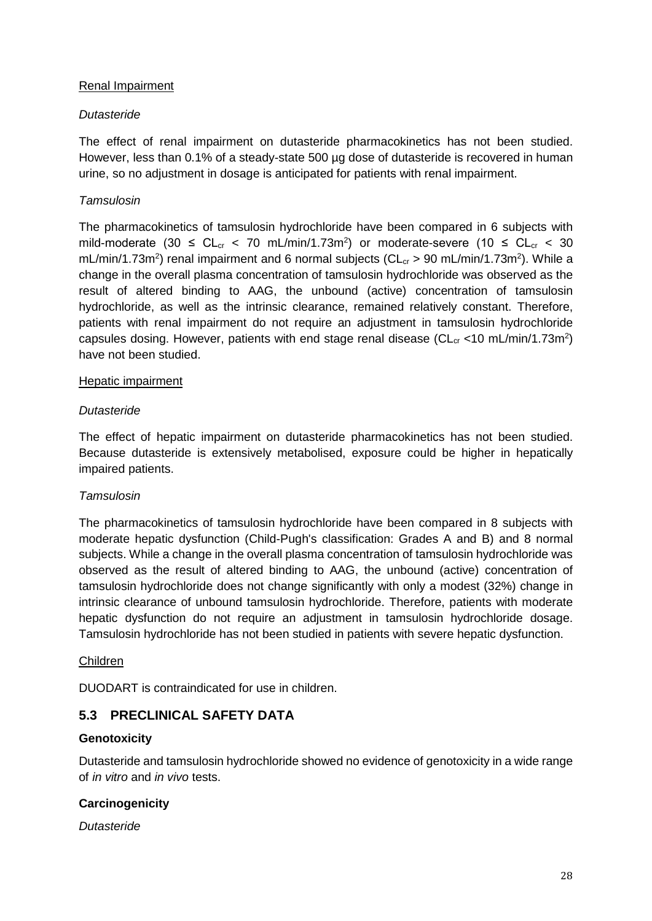Renal Impairment

*Dutasteride*

The effect of renal impairment on dutasteride pharmacokinetics has not been studied. However, less than 0.1% of a steady-state 500 µg dose of dutasteride is recovered in human urine, so no adjustment in dosage is anticipated for patients with renal impairment.

*Tamsulosin*

The pharmacokinetics of tamsulosin hydrochloride have been compared in 6 subjects with mild-moderate ($30 \leq CL_{cr} < 70$ mL/min/1.73m$^2$) or moderate-severe ($10 \leq CL_{cr} < 30$ mL/min/1.73m$^2$) renal impairment and 6 normal subjects ($CL_{cr} > 90$ mL/min/1.73m$^2$). While a change in the overall plasma concentration of tamsulosin hydrochloride was observed as the result of altered binding to AAG, the unbound (active) concentration of tamsulosin hydrochloride, as well as the intrinsic clearance, remained relatively constant. Therefore, patients with renal impairment do not require an adjustment in tamsulosin hydrochloride capsules dosing. However, patients with end stage renal disease ($CL_{cr}$ <10 mL/min/1.73m$^2$) have not been studied.

Hepatic impairment

*Dutasteride*

The effect of hepatic impairment on dutasteride pharmacokinetics has not been studied. Because dutasteride is extensively metabolised, exposure could be higher in hepatically impaired patients.

*Tamsulosin*

The pharmacokinetics of tamsulosin hydrochloride have been compared in 8 subjects with moderate hepatic dysfunction (Child-Pugh's classification: Grades A and B) and 8 normal subjects. While a change in the overall plasma concentration of tamsulosin hydrochloride was observed as the result of altered binding to AAG, the unbound (active) concentration of tamsulosin hydrochloride does not change significantly with only a modest (32%) change in intrinsic clearance of unbound tamsulosin hydrochloride. Therefore, patients with moderate hepatic dysfunction do not require an adjustment in tamsulosin hydrochloride dosage. Tamsulosin hydrochloride has not been studied in patients with severe hepatic dysfunction.

Children

DUODART is contraindicated for use in children.

## 5.3 PRECLINICAL SAFETY DATA

**Genotoxicity**

Dutasteride and tamsulosin hydrochloride showed no evidence of genotoxicity in a wide range of *in vitro* and *in vivo* tests.

**Carcinogenicity**

*Dutasteride*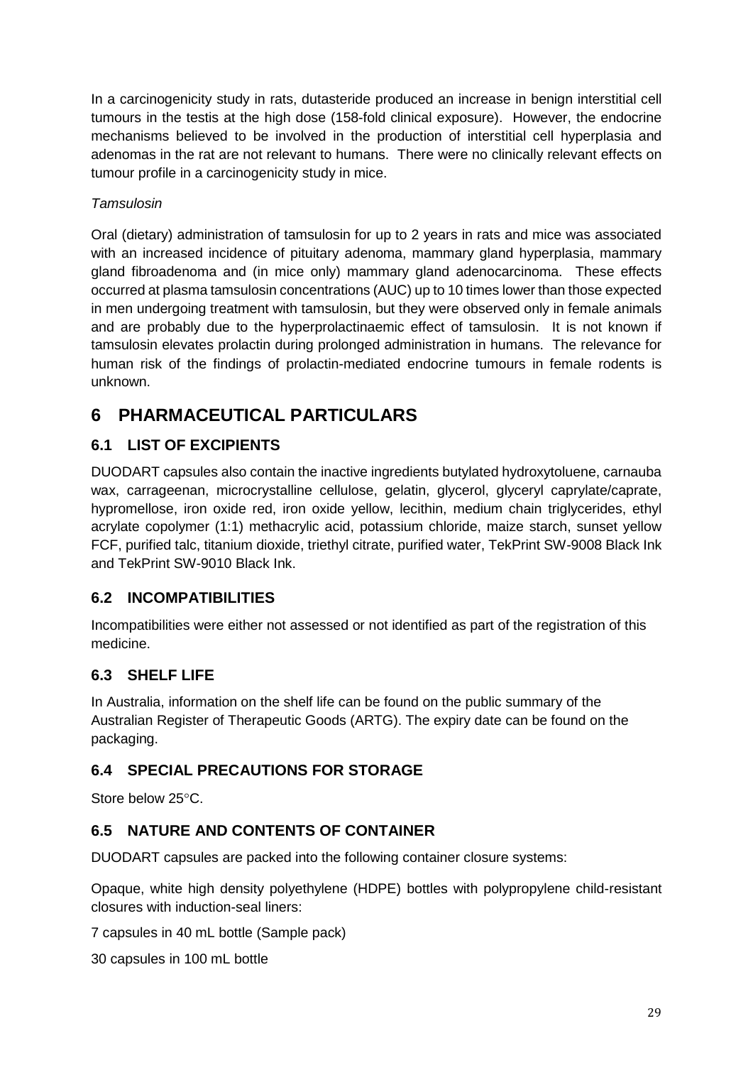In a carcinogenicity study in rats, dutasteride produced an increase in benign interstitial cell tumours in the testis at the high dose (158-fold clinical exposure). However, the endocrine mechanisms believed to be involved in the production of interstitial cell hyperplasia and adenomas in the rat are not relevant to humans. There were no clinically relevant effects on tumour profile in a carcinogenicity study in mice.

*Tamsulosin*

Oral (dietary) administration of tamsulosin for up to 2 years in rats and mice was associated with an increased incidence of pituitary adenoma, mammary gland hyperplasia, mammary gland fibroadenoma and (in mice only) mammary gland adenocarcinoma. These effects occurred at plasma tamsulosin concentrations (AUC) up to 10 times lower than those expected in men undergoing treatment with tamsulosin, but they were observed only in female animals and are probably due to the hyperprolactinaemic effect of tamsulosin. It is not known if tamsulosin elevates prolactin during prolonged administration in humans. The relevance for human risk of the findings of prolactin-mediated endocrine tumours in female rodents is unknown.

# 6 PHARMACEUTICAL PARTICULARS

## 6.1 LIST OF EXCIPIENTS

DUODART capsules also contain the inactive ingredients butylated hydroxytoluene, carnauba wax, carrageenan, microcrystalline cellulose, gelatin, glycerol, glyceryl caprylate/caprate, hypromellose, iron oxide red, iron oxide yellow, lecithin, medium chain triglycerides, ethyl acrylate copolymer (1:1) methacrylic acid, potassium chloride, maize starch, sunset yellow FCF, purified talc, titanium dioxide, triethyl citrate, purified water, TekPrint SW-9008 Black Ink and TekPrint SW-9010 Black Ink.

## 6.2 INCOMPATIBILITIES

Incompatibilities were either not assessed or not identified as part of the registration of this medicine.

## 6.3 SHELF LIFE

In Australia, information on the shelf life can be found on the public summary of the Australian Register of Therapeutic Goods (ARTG). The expiry date can be found on the packaging.

## 6.4 SPECIAL PRECAUTIONS FOR STORAGE

Store below 25°C.

## 6.5 NATURE AND CONTENTS OF CONTAINER

DUODART capsules are packed into the following container closure systems:

Opaque, white high density polyethylene (HDPE) bottles with polypropylene child-resistant closures with induction-seal liners:

7 capsules in 40 mL bottle (Sample pack)

30 capsules in 100 mL bottle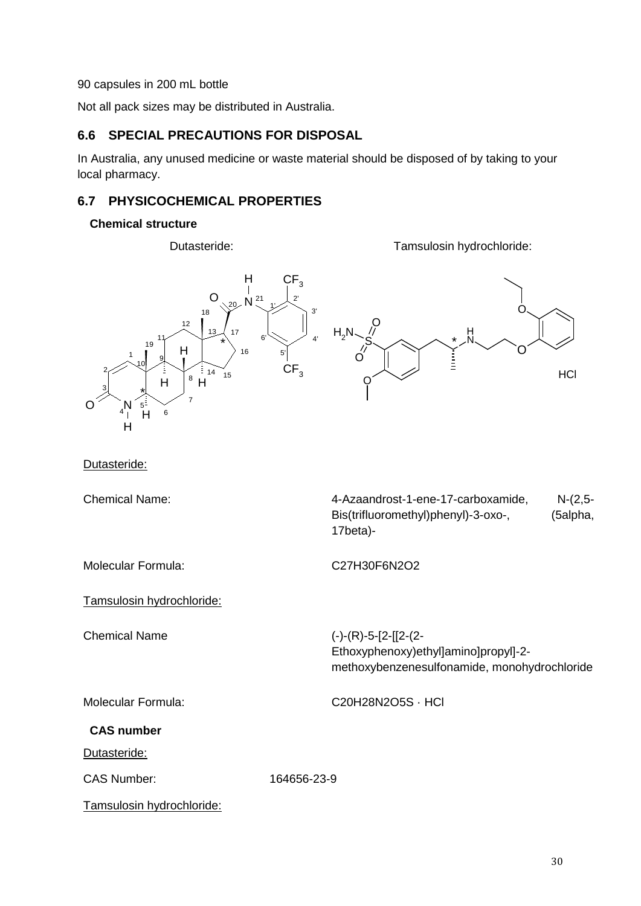90 capsules in 200 mL bottle

Not all pack sizes may be distributed in Australia.

## 6.6 SPECIAL PRECAUTIONS FOR DISPOSAL

In Australia, any unused medicine or waste material should be disposed of by taking to your local pharmacy.

## 6.7 PHYSICOCHEMICAL PROPERTIES

**Chemical structure**

Dutasteride: Tamsulosin hydrochloride:

Dutasteride:

Chemical Name: 4-Azaandrost-1-ene-17-carboxamide, N-(2,5-Bis(trifluoromethyl)phenyl)-3-oxo-, (5alpha, 17beta)-

Molecular Formula: C27H30F6N2O2

Tamsulosin hydrochloride:

Chemical Name (-)-(R)-5-[2-[[2-(2-Ethoxyphenoxy)ethyl]amino]propyl]-2-methoxybenzenesulfonamide, monohydrochloride

Molecular Formula: C20H28N2O5S · HCl

**CAS number**

Dutasteride:

CAS Number: 164656-23-9

Tamsulosin hydrochloride: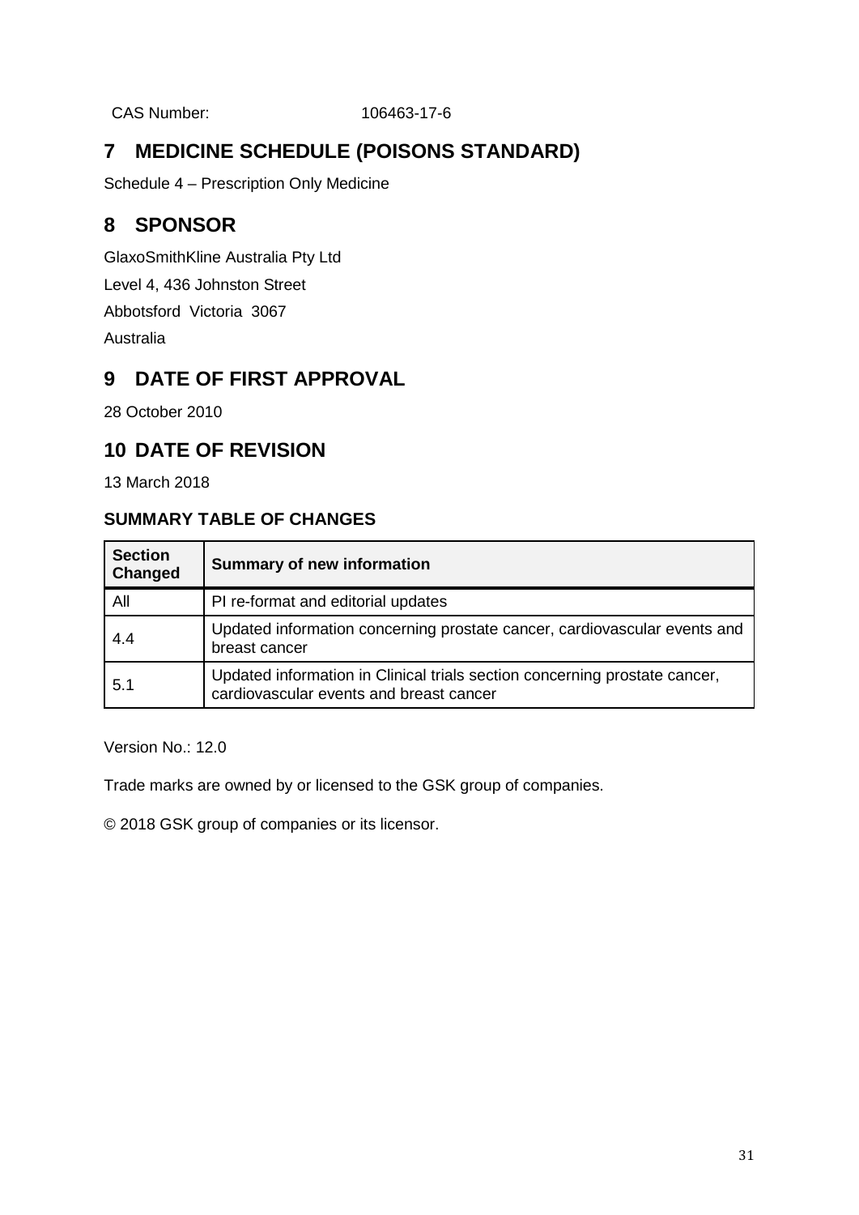CAS Number: 106463-17-6

## 7 MEDICINE SCHEDULE (POISONS STANDARD)

Schedule 4 – Prescription Only Medicine

## 8 SPONSOR

GlaxoSmithKline Australia Pty Ltd

Level 4, 436 Johnston Street

Abbotsford Victoria 3067

Australia

## 9 DATE OF FIRST APPROVAL

28 October 2010

## 10 DATE OF REVISION

13 March 2018

### SUMMARY TABLE OF CHANGES

| Section Changed | Summary of new information |
|---|---|
| All | PI re-format and editorial updates |
| 4.4 | Updated information concerning prostate cancer, cardiovascular events and breast cancer |
| 5.1 | Updated information in Clinical trials section concerning prostate cancer, cardiovascular events and breast cancer |

Version No.: 12.0

Trade marks are owned by or licensed to the GSK group of companies.

© 2018 GSK group of companies or its licensor.